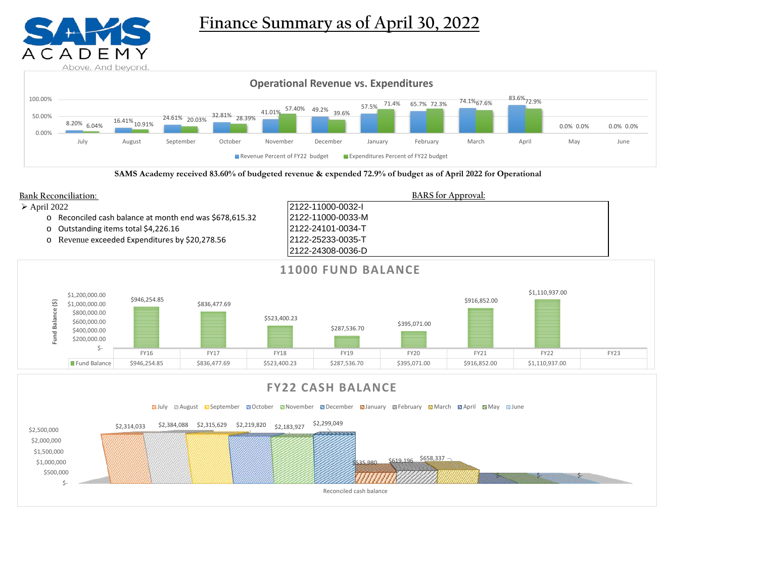SAMS ACADEMY

Above. And beyond.

# Finance Summary as of April 30, 2022

**Operational Revenue vs. Expenditures**

100.00%
50.00%
0.00%

July: 8.20% 6.04%
August: 16.41% 10.91%
September: 24.61% 20.03%
October: 32.81% 28.39%
November: 41.01% 57.40%
December: 49.2% 39.6%
January: 57.5% 71.4%
February: 65.7% 72.3%
March: 74.1% 67.6%
April: 83.6% 72.9%
May: 0.0% 0.0%
June: 0.0% 0.0%

Revenue Percent of FY22 budget
Expenditures Percent of FY22 budget

**SAMS Academy received 83.60% of budgeted revenue & expended 72.9% of budget as of April 2022 for Operational**

## Bank Reconciliation:

- April 2022
  - Reconciled cash balance at month end was $678,615.32
  - Outstanding items total $4,226.16
  - Revenue exceeded Expenditures by $20,278.56

## BARS for Approval:

| |
|---|
| 2122-11000-0032-I |
| 2122-11000-0033-M |
| 2122-24101-0034-T |
| 2122-25233-0035-T |
| 2122-24308-0036-D |

**11000 FUND BALANCE**

Fund Balance ($)

$1,200,000.00
$1,000,000.00
$800,000.00
$600,000.00
$400,000.00
$200,000.00
$-

FY16 FY17 FY18 FY19 FY20 FY21 FY22 FY23

Fund Balance: $946,254.85 $836,477.69 $523,400.23 $287,536.70 $395,071.00 $916,852.00 $1,110,937.00

**FY22 CASH BALANCE**

July August September October November December January February March April May June

$2,500,000
$2,000,000
$1,500,000
$1,000,000
$500,000
$-

$2,314,033 $2,384,088 $2,315,629 $2,219,820 $2,183,927 $2,299,049 $535,980 $619,196 $658,337 $- $- $-

Reconciled cash balance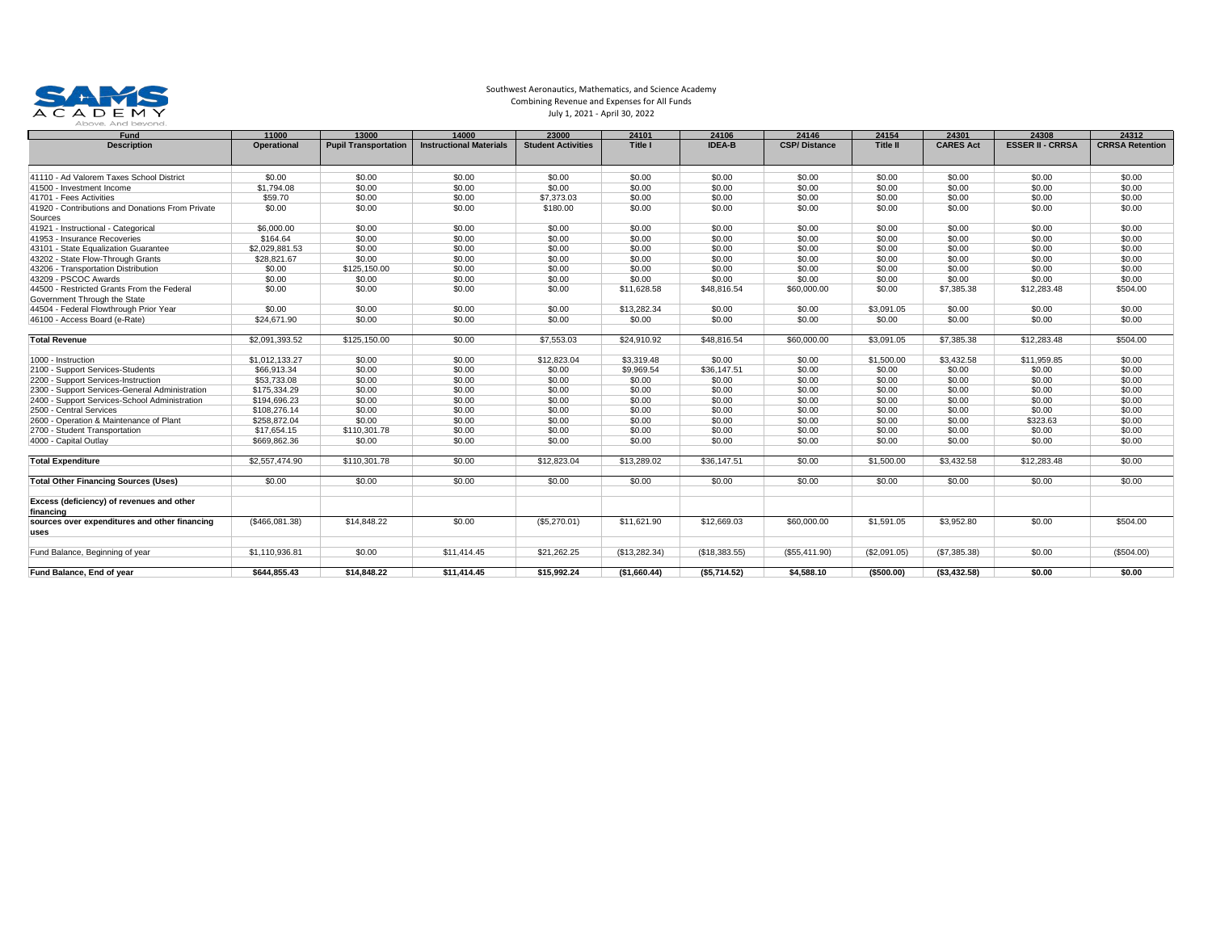Southwest Aeronautics, Mathematics, and Science Academy
Combining Revenue and Expenses for All Funds
July 1, 2021 - April 30, 2022

| Fund | 11000 | 13000 | 14000 | 23000 | 24101 | 24106 | 24146 | 24154 | 24301 | 24308 | 24312 |
|---|---|---|---|---|---|---|---|---|---|---|---|
| **Description** | **Operational** | **Pupil Transportation** | **Instructional Materials** | **Student Activities** | **Title I** | **IDEA-B** | **CSP/ Distance** | **Title II** | **CARES Act** | **ESSER II - CRRSA** | **CRRSA Retention** |
| 41110 - Ad Valorem Taxes School District | $0.00 | $0.00 | $0.00 | $0.00 | $0.00 | $0.00 | $0.00 | $0.00 | $0.00 | $0.00 | $0.00 |
| 41500 - Investment Income | $1,794.08 | $0.00 | $0.00 | $0.00 | $0.00 | $0.00 | $0.00 | $0.00 | $0.00 | $0.00 | $0.00 |
| 41701 - Fees Activities | $59.70 | $0.00 | $0.00 | $7,373.03 | $0.00 | $0.00 | $0.00 | $0.00 | $0.00 | $0.00 | $0.00 |
| 41920 - Contributions and Donations From Private Sources | $0.00 | $0.00 | $0.00 | $180.00 | $0.00 | $0.00 | $0.00 | $0.00 | $0.00 | $0.00 | $0.00 |
| 41921 - Instructional - Categorical | $6,000.00 | $0.00 | $0.00 | $0.00 | $0.00 | $0.00 | $0.00 | $0.00 | $0.00 | $0.00 | $0.00 |
| 41953 - Insurance Recoveries | $164.64 | $0.00 | $0.00 | $0.00 | $0.00 | $0.00 | $0.00 | $0.00 | $0.00 | $0.00 | $0.00 |
| 43101 - State Equalization Guarantee | $2,029,881.53 | $0.00 | $0.00 | $0.00 | $0.00 | $0.00 | $0.00 | $0.00 | $0.00 | $0.00 | $0.00 |
| 43202 - State Flow-Through Grants | $28,821.67 | $0.00 | $0.00 | $0.00 | $0.00 | $0.00 | $0.00 | $0.00 | $0.00 | $0.00 | $0.00 |
| 43206 - Transportation Distribution | $0.00 | $125,150.00 | $0.00 | $0.00 | $0.00 | $0.00 | $0.00 | $0.00 | $0.00 | $0.00 | $0.00 |
| 43209 - PSCOC Awards | $0.00 | $0.00 | $0.00 | $0.00 | $0.00 | $0.00 | $0.00 | $0.00 | $0.00 | $0.00 | $0.00 |
| 44500 - Restricted Grants From the Federal Government Through the State | $0.00 | $0.00 | $0.00 | $0.00 | $11,628.58 | $48,816.54 | $60,000.00 | $0.00 | $7,385.38 | $12,283.48 | $504.00 |
| 44504 - Federal Flowthrough Prior Year | $0.00 | $0.00 | $0.00 | $0.00 | $13,282.34 | $0.00 | $0.00 | $3,091.05 | $0.00 | $0.00 | $0.00 |
| 46100 - Access Board (e-Rate) | $24,671.90 | $0.00 | $0.00 | $0.00 | $0.00 | $0.00 | $0.00 | $0.00 | $0.00 | $0.00 | $0.00 |
| **Total Revenue** | $2,091,393.52 | $125,150.00 | $0.00 | $7,553.03 | $24,910.92 | $48,816.54 | $60,000.00 | $3,091.05 | $7,385.38 | $12,283.48 | $504.00 |
| 1000 - Instruction | $1,012,133.27 | $0.00 | $0.00 | $12,823.04 | $3,319.48 | $0.00 | $0.00 | $1,500.00 | $3,432.58 | $11,959.85 | $0.00 |
| 2100 - Support Services-Students | $66,913.34 | $0.00 | $0.00 | $0.00 | $9,969.54 | $36,147.51 | $0.00 | $0.00 | $0.00 | $0.00 | $0.00 |
| 2200 - Support Services-Instruction | $53,733.08 | $0.00 | $0.00 | $0.00 | $0.00 | $0.00 | $0.00 | $0.00 | $0.00 | $0.00 | $0.00 |
| 2300 - Support Services-General Administration | $175,334.29 | $0.00 | $0.00 | $0.00 | $0.00 | $0.00 | $0.00 | $0.00 | $0.00 | $0.00 | $0.00 |
| 2400 - Support Services-School Administration | $194,696.23 | $0.00 | $0.00 | $0.00 | $0.00 | $0.00 | $0.00 | $0.00 | $0.00 | $0.00 | $0.00 |
| 2500 - Central Services | $108,276.14 | $0.00 | $0.00 | $0.00 | $0.00 | $0.00 | $0.00 | $0.00 | $0.00 | $0.00 | $0.00 |
| 2600 - Operation & Maintenance of Plant | $258,872.04 | $0.00 | $0.00 | $0.00 | $0.00 | $0.00 | $0.00 | $0.00 | $0.00 | $323.63 | $0.00 |
| 2700 - Student Transportation | $17,654.15 | $110,301.78 | $0.00 | $0.00 | $0.00 | $0.00 | $0.00 | $0.00 | $0.00 | $0.00 | $0.00 |
| 4000 - Capital Outlay | $669,862.36 | $0.00 | $0.00 | $0.00 | $0.00 | $0.00 | $0.00 | $0.00 | $0.00 | $0.00 | $0.00 |
| **Total Expenditure** | $2,557,474.90 | $110,301.78 | $0.00 | $12,823.04 | $13,289.02 | $36,147.51 | $0.00 | $1,500.00 | $3,432.58 | $12,283.48 | $0.00 |
| **Total Other Financing Sources (Uses)** | $0.00 | $0.00 | $0.00 | $0.00 | $0.00 | $0.00 | $0.00 | $0.00 | $0.00 | $0.00 | $0.00 |
| **Excess (deficiency) of revenues and other financing sources over expenditures and other financing uses** | ($466,081.38) | $14,848.22 | $0.00 | ($5,270.01) | $11,621.90 | $12,669.03 | $60,000.00 | $1,591.05 | $3,952.80 | $0.00 | $504.00 |
| Fund Balance, Beginning of year | $1,110,936.81 | $0.00 | $11,414.45 | $21,262.25 | ($13,282.34) | ($18,383.55) | ($55,411.90) | ($2,091.05) | ($7,385.38) | $0.00 | ($504.00) |
| **Fund Balance, End of year** | **$644,855.43** | **$14,848.22** | **$11,414.45** | **$15,992.24** | **($1,660.44)** | **($5,714.52)** | **$4,588.10** | **($500.00)** | **($3,432.58)** | **$0.00** | **$0.00** |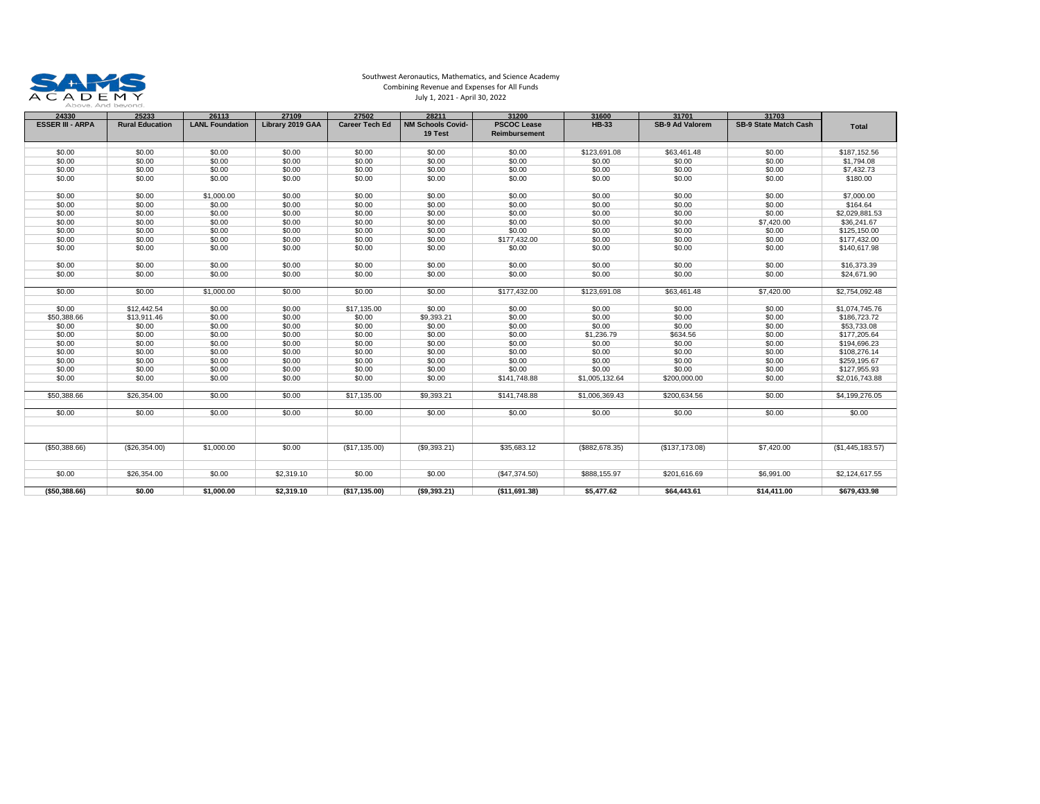Southwest Aeronautics, Mathematics, and Science Academy
Combining Revenue and Expenses for All Funds
July 1, 2021 - April 30, 2022

| 24330 | 25233 | 26113 | 27109 | 27502 | 28211 | 31200 | 31600 | 31701 | 31703 | |
|---|---|---|---|---|---|---|---|---|---|---|
| **ESSER III - ARPA** | **Rural Education** | **LANL Foundation** | **Library 2019 GAA** | **Career Tech Ed** | **NM Schools Covid-19 Test** | **PSCOC Lease Reimbursement** | **HB-33** | **SB-9 Ad Valorem** | **SB-9 State Match Cash** | **Total** |
| $0.00 | $0.00 | $0.00 | $0.00 | $0.00 | $0.00 | $0.00 | $123,691.08 | $63,461.48 | $0.00 | $187,152.56 |
| $0.00 | $0.00 | $0.00 | $0.00 | $0.00 | $0.00 | $0.00 | $0.00 | $0.00 | $0.00 | $1,794.08 |
| $0.00 | $0.00 | $0.00 | $0.00 | $0.00 | $0.00 | $0.00 | $0.00 | $0.00 | $0.00 | $7,432.73 |
| $0.00 | $0.00 | $0.00 | $0.00 | $0.00 | $0.00 | $0.00 | $0.00 | $0.00 | $0.00 | $180.00 |
| $0.00 | $0.00 | $1,000.00 | $0.00 | $0.00 | $0.00 | $0.00 | $0.00 | $0.00 | $0.00 | $7,000.00 |
| $0.00 | $0.00 | $0.00 | $0.00 | $0.00 | $0.00 | $0.00 | $0.00 | $0.00 | $0.00 | $164.64 |
| $0.00 | $0.00 | $0.00 | $0.00 | $0.00 | $0.00 | $0.00 | $0.00 | $0.00 | $0.00 | $2,029,881.53 |
| $0.00 | $0.00 | $0.00 | $0.00 | $0.00 | $0.00 | $0.00 | $0.00 | $0.00 | $7,420.00 | $36,241.67 |
| $0.00 | $0.00 | $0.00 | $0.00 | $0.00 | $0.00 | $0.00 | $0.00 | $0.00 | $0.00 | $125,150.00 |
| $0.00 | $0.00 | $0.00 | $0.00 | $0.00 | $0.00 | $177,432.00 | $0.00 | $0.00 | $0.00 | $177,432.00 |
| $0.00 | $0.00 | $0.00 | $0.00 | $0.00 | $0.00 | $0.00 | $0.00 | $0.00 | $0.00 | $140,617.98 |
| $0.00 | $0.00 | $0.00 | $0.00 | $0.00 | $0.00 | $0.00 | $0.00 | $0.00 | $0.00 | $16,373.39 |
| $0.00 | $0.00 | $0.00 | $0.00 | $0.00 | $0.00 | $0.00 | $0.00 | $0.00 | $0.00 | $24,671.90 |
| $0.00 | $0.00 | $1,000.00 | $0.00 | $0.00 | $0.00 | $177,432.00 | $123,691.08 | $63,461.48 | $7,420.00 | $2,754,092.48 |
| $0.00 | $12,442.54 | $0.00 | $0.00 | $17,135.00 | $0.00 | $0.00 | $0.00 | $0.00 | $0.00 | $1,074,745.76 |
| $50,388.66 | $13,911.46 | $0.00 | $0.00 | $0.00 | $9,393.21 | $0.00 | $0.00 | $0.00 | $0.00 | $186,723.72 |
| $0.00 | $0.00 | $0.00 | $0.00 | $0.00 | $0.00 | $0.00 | $0.00 | $0.00 | $0.00 | $53,733.08 |
| $0.00 | $0.00 | $0.00 | $0.00 | $0.00 | $0.00 | $0.00 | $1,236.79 | $634.56 | $0.00 | $177,205.64 |
| $0.00 | $0.00 | $0.00 | $0.00 | $0.00 | $0.00 | $0.00 | $0.00 | $0.00 | $0.00 | $194,696.23 |
| $0.00 | $0.00 | $0.00 | $0.00 | $0.00 | $0.00 | $0.00 | $0.00 | $0.00 | $0.00 | $108,276.14 |
| $0.00 | $0.00 | $0.00 | $0.00 | $0.00 | $0.00 | $0.00 | $0.00 | $0.00 | $0.00 | $259,195.67 |
| $0.00 | $0.00 | $0.00 | $0.00 | $0.00 | $0.00 | $0.00 | $0.00 | $0.00 | $0.00 | $127,955.93 |
| $0.00 | $0.00 | $0.00 | $0.00 | $0.00 | $0.00 | $141,748.88 | $1,005,132.64 | $200,000.00 | $0.00 | $2,016,743.88 |
| $50,388.66 | $26,354.00 | $0.00 | $0.00 | $17,135.00 | $9,393.21 | $141,748.88 | $1,006,369.43 | $200,634.56 | $0.00 | $4,199,276.05 |
| $0.00 | $0.00 | $0.00 | $0.00 | $0.00 | $0.00 | $0.00 | $0.00 | $0.00 | $0.00 | $0.00 |
| ($50,388.66) | ($26,354.00) | $1,000.00 | $0.00 | ($17,135.00) | ($9,393.21) | $35,683.12 | ($882,678.35) | ($137,173.08) | $7,420.00 | ($1,445,183.57) |
| $0.00 | $26,354.00 | $0.00 | $2,319.10 | $0.00 | $0.00 | ($47,374.50) | $888,155.97 | $201,616.69 | $6,991.00 | $2,124,617.55 |
| **($50,388.66)** | **$0.00** | **$1,000.00** | **$2,319.10** | **($17,135.00)** | **($9,393.21)** | **($11,691.38)** | **$5,477.62** | **$64,443.61** | **$14,411.00** | **$679,433.98** |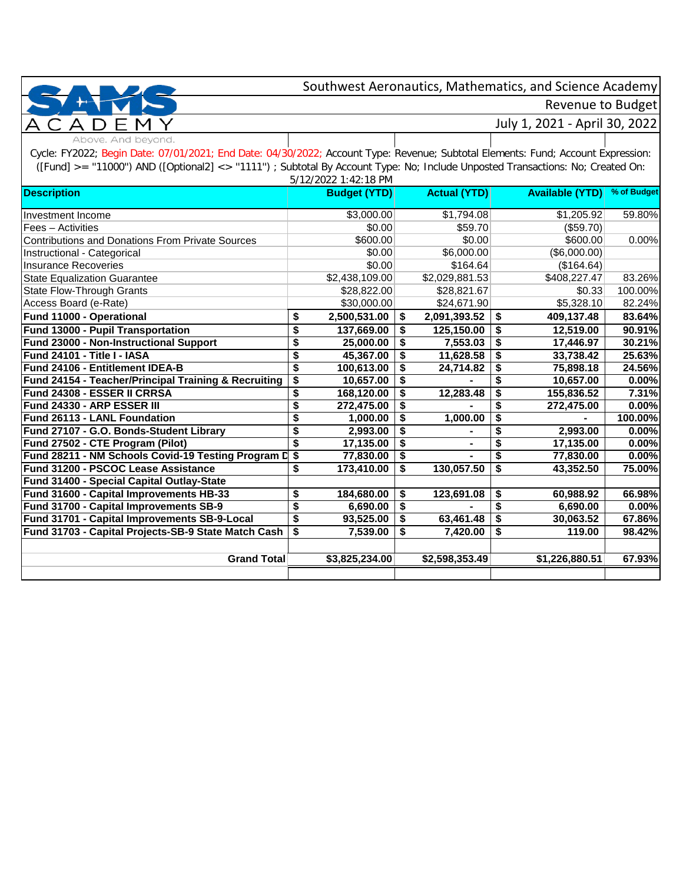SAMS ACADEMY

Above. And beyond.

Southwest Aeronautics, Mathematics, and Science Academy

Revenue to Budget

July 1, 2021 - April 30, 2022

Cycle: FY2022; Begin Date: 07/01/2021; End Date: 04/30/2022; Account Type: Revenue; Subtotal Elements: Fund; Account Expression: ([Fund] >= "11000") AND ([Optional2] <> "1111") ; Subtotal By Account Type: No; Include Unposted Transactions: No; Created On: 5/12/2022 1:42:18 PM

| Description | Budget (YTD) | Actual (YTD) | Available (YTD) | % of Budget |
|---|---|---|---|---|
| Investment Income | $3,000.00 | $1,794.08 | $1,205.92 | 59.80% |
| Fees – Activities | $0.00 | $59.70 | ($59.70) | |
| Contributions and Donations From Private Sources | $600.00 | $0.00 | $600.00 | 0.00% |
| Instructional - Categorical | $0.00 | $6,000.00 | ($6,000.00) | |
| Insurance Recoveries | $0.00 | $164.64 | ($164.64) | |
| State Equalization Guarantee | $2,438,109.00 | $2,029,881.53 | $408,227.47 | 83.26% |
| State Flow-Through Grants | $28,822.00 | $28,821.67 | $0.33 | 100.00% |
| Access Board (e-Rate) | $30,000.00 | $24,671.90 | $5,328.10 | 82.24% |
| **Fund 11000 - Operational** | **$ 2,500,531.00** | **$ 2,091,393.52** | **$ 409,137.48** | **83.64%** |
| **Fund 13000 - Pupil Transportation** | **$ 137,669.00** | **$ 125,150.00** | **$ 12,519.00** | **90.91%** |
| **Fund 23000 - Non-Instructional Support** | **$ 25,000.00** | **$ 7,553.03** | **$ 17,446.97** | **30.21%** |
| **Fund 24101 - Title I - IASA** | **$ 45,367.00** | **$ 11,628.58** | **$ 33,738.42** | **25.63%** |
| **Fund 24106 - Entitlement IDEA-B** | **$ 100,613.00** | **$ 24,714.82** | **$ 75,898.18** | **24.56%** |
| **Fund 24154 - Teacher/Principal Training & Recruiting** | **$ 10,657.00** | **$ -** | **$ 10,657.00** | **0.00%** |
| **Fund 24308 - ESSER II CRRSA** | **$ 168,120.00** | **$ 12,283.48** | **$ 155,836.52** | **7.31%** |
| **Fund 24330 - ARP ESSER III** | **$ 272,475.00** | **$ -** | **$ 272,475.00** | **0.00%** |
| **Fund 26113 - LANL Foundation** | **$ 1,000.00** | **$ 1,000.00** | **$ -** | **100.00%** |
| **Fund 27107 - G.O. Bonds-Student Library** | **$ 2,993.00** | **$ -** | **$ 2,993.00** | **0.00%** |
| **Fund 27502 - CTE Program (Pilot)** | **$ 17,135.00** | **$ -** | **$ 17,135.00** | **0.00%** |
| **Fund 28211 - NM Schools Covid-19 Testing Program D** | **$ 77,830.00** | **$ -** | **$ 77,830.00** | **0.00%** |
| **Fund 31200 - PSCOC Lease Assistance** | **$ 173,410.00** | **$ 130,057.50** | **$ 43,352.50** | **75.00%** |
| **Fund 31400 - Special Capital Outlay-State** | | | | |
| **Fund 31600 - Capital Improvements HB-33** | **$ 184,680.00** | **$ 123,691.08** | **$ 60,988.92** | **66.98%** |
| **Fund 31700 - Capital Improvements SB-9** | **$ 6,690.00** | **$ -** | **$ 6,690.00** | **0.00%** |
| **Fund 31701 - Capital Improvements SB-9-Local** | **$ 93,525.00** | **$ 63,461.48** | **$ 30,063.52** | **67.86%** |
| **Fund 31703 - Capital Projects-SB-9 State Match Cash** | **$ 7,539.00** | **$ 7,420.00** | **$ 119.00** | **98.42%** |
| **Grand Total** | **$3,825,234.00** | **$2,598,353.49** | **$1,226,880.51** | **67.93%** |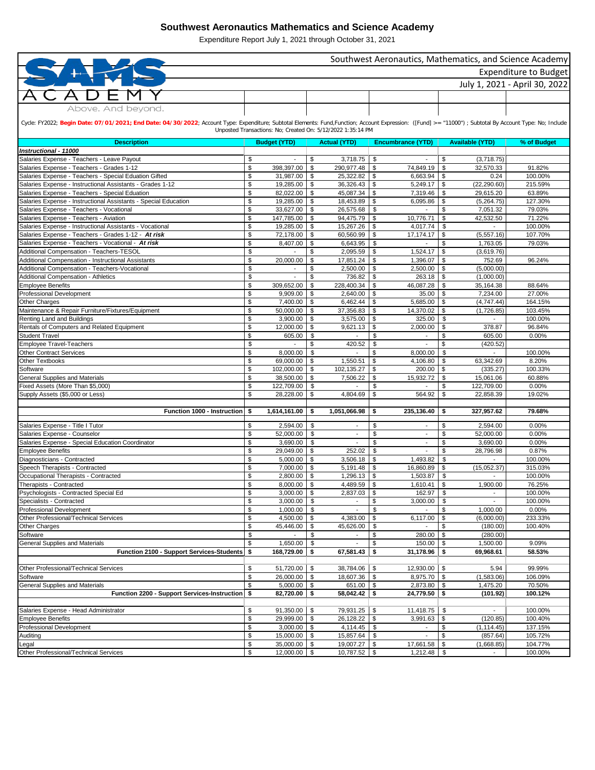# Southwest Aeronautics Mathematics and Science Academy

Expenditure Report July 1, 2021 through October 31, 2021

Southwest Aeronautics, Mathematics, and Science Academy

Expenditure to Budget

July 1, 2021 - April 30, 2022

SAMS ACADEMY

Above. And beyond.

Cycle: FY2022; **Begin Date: 07/01/2021; End Date: 04/30/2022**; Account Type: Expenditure; Subtotal Elements: Fund,Function; Account Expression: ([Fund] >= "11000") ; Subtotal By Account Type: No; Include Unposted Transactions: No; Created On: 5/12/2022 1:35:14 PM

| Description | Budget (YTD) | Actual (YTD) | Encumbrance (YTD) | Available (YTD) | % of Budget |
|---|---|---|---|---|---|
| ***Instructional - 11000*** | | | | | |
| Salaries Expense - Teachers - Leave Payout | $ - | $ 3,718.75 | $ - | $ (3,718.75) | |
| Salaries Expense - Teachers - Grades 1-12 | $ 398,397.00 | $ 290,977.48 | $ 74,849.19 | $ 32,570.33 | 91.82% |
| Salaries Expense - Teachers - Special Eduation Gifted | $ 31,987.00 | $ 25,322.82 | $ 6,663.94 | $ 0.24 | 100.00% |
| Salaries Expense - Instructional Assistants - Grades 1-12 | $ 19,285.00 | $ 36,326.43 | $ 5,249.17 | $ (22,290.60) | 215.59% |
| Salaries Expense - Teachers - Special Education | $ 82,022.00 | $ 45,087.34 | $ 7,319.46 | $ 29,615.20 | 63.89% |
| Salaries Expense - Instructional Assistants - Special Education | $ 19,285.00 | $ 18,453.89 | $ 6,095.86 | $ (5,264.75) | 127.30% |
| Salaries Expense - Teachers - Vocational | $ 33,627.00 | $ 26,575.68 | $ - | $ 7,051.32 | 79.03% |
| Salaries Expense - Teachers - Aviation | $ 147,785.00 | $ 94,475.79 | $ 10,776.71 | $ 42,532.50 | 71.22% |
| Salaries Expense - Instructional Assistants - Vocational | $ 19,285.00 | $ 15,267.26 | $ 4,017.74 | $ - | 100.00% |
| Salaries Expense - Teachers - Grades 1-12 - ***At risk*** | $ 72,178.00 | $ 60,560.99 | $ 17,174.17 | $ (5,557.16) | 107.70% |
| Salaries Expense - Teachers - Vocational - ***At risk*** | $ 8,407.00 | $ 6,643.95 | $ - | $ 1,763.05 | 79.03% |
| Additional Compensation - Teachers-TESOL | $ - | $ 2,095.59 | $ 1,524.17 | $ (3,619.76) | |
| Additional Compensation - Instructional Assistants | $ 20,000.00 | $ 17,851.24 | $ 1,396.07 | $ 752.69 | 96.24% |
| Additional Compensation - Teachers-Vocational | $ - | $ 2,500.00 | $ 2,500.00 | $ (5,000.00) | |
| Additional Compensation - Athletics | $ - | $ 736.82 | $ 263.18 | $ (1,000.00) | |
| Employee Benefits | $ 309,652.00 | $ 228,400.34 | $ 46,087.28 | $ 35,164.38 | 88.64% |
| Professional Development | $ 9,909.00 | $ 2,640.00 | $ 35.00 | $ 7,234.00 | 27.00% |
| Other Charges | $ 7,400.00 | $ 6,462.44 | $ 5,685.00 | $ (4,747.44) | 164.15% |
| Maintenance & Repair Furniture/Fixtures/Equipment | $ 50,000.00 | $ 37,356.83 | $ 14,370.02 | $ (1,726.85) | 103.45% |
| Renting Land and Buildings | $ 3,900.00 | $ 3,575.00 | $ 325.00 | $ - | 100.00% |
| Rentals of Computers and Related Equipment | $ 12,000.00 | $ 9,621.13 | $ 2,000.00 | $ 378.87 | 96.84% |
| Student Travel | $ 605.00 | $ - | $ - | $ 605.00 | 0.00% |
| Employee Travel-Teachers | $ - | $ 420.52 | $ - | $ (420.52) | |
| Other Contract Services | $ 8,000.00 | $ - | $ 8,000.00 | $ - | 100.00% |
| Other Textbooks | $ 69,000.00 | $ 1,550.51 | $ 4,106.80 | $ 63,342.69 | 8.20% |
| Software | $ 102,000.00 | $ 102,135.27 | $ 200.00 | $ (335.27) | 100.33% |
| General Supplies and Materials | $ 38,500.00 | $ 7,506.22 | $ 15,932.72 | $ 15,061.06 | 60.88% |
| Fixed Assets (More Than $5,000) | $ 122,709.00 | $ - | $ - | $ 122,709.00 | 0.00% |
| Supply Assets ($5,000 or Less) | $ 28,228.00 | $ 4,804.69 | $ 564.92 | $ 22,858.39 | 19.02% |
| **Function 1000 - Instruction** | **$ 1,614,161.00** | **$ 1,051,066.98** | **$ 235,136.40** | **$ 327,957.62** | **79.68%** |
| Salaries Expense - Title I Tutor | $ 2,594.00 | $ - | $ - | $ 2,594.00 | 0.00% |
| Salaries Expense - Counselor | $ 52,000.00 | $ - | $ - | $ 52,000.00 | 0.00% |
| Salaries Expense - Special Education Coordinator | $ 3,690.00 | $ - | $ - | $ 3,690.00 | 0.00% |
| Employee Benefits | $ 29,049.00 | $ 252.02 | $ - | $ 28,796.98 | 0.87% |
| Diagnosticians - Contracted | $ 5,000.00 | $ 3,506.18 | $ 1,493.82 | $ - | 100.00% |
| Speech Therapists - Contracted | $ 7,000.00 | $ 5,191.48 | $ 16,860.89 | $ (15,052.37) | 315.03% |
| Occupational Therapists - Contracted | $ 2,800.00 | $ 1,296.13 | $ 1,503.87 | $ - | 100.00% |
| Therapists - Contracted | $ 8,000.00 | $ 4,489.59 | $ 1,610.41 | $ 1,900.00 | 76.25% |
| Psychologists - Contracted Special Ed | $ 3,000.00 | $ 2,837.03 | $ 162.97 | $ - | 100.00% |
| Specialists - Contracted | $ 3,000.00 | $ - | $ 3,000.00 | $ - | 100.00% |
| Professional Development | $ 1,000.00 | $ - | $ - | $ 1,000.00 | 0.00% |
| Other Professional/Technical Services | $ 4,500.00 | $ 4,383.00 | $ 6,117.00 | $ (6,000.00) | 233.33% |
| Other Charges | $ 45,446.00 | $ 45,626.00 | $ - | $ (180.00) | 100.40% |
| Software | $ - | $ - | $ 280.00 | $ (280.00) | |
| General Supplies and Materials | $ 1,650.00 | $ - | $ 150.00 | $ 1,500.00 | 9.09% |
| **Function 2100 - Support Services-Students** | **$ 168,729.00** | **$ 67,581.43** | **$ 31,178.96** | **$ 69,968.61** | **58.53%** |
| Other Professional/Technical Services | $ 51,720.00 | $ 38,784.06 | $ 12,930.00 | $ 5.94 | 99.99% |
| Software | $ 26,000.00 | $ 18,607.36 | $ 8,975.70 | $ (1,583.06) | 106.09% |
| General Supplies and Materials | $ 5,000.00 | $ 651.00 | $ 2,873.80 | $ 1,475.20 | 70.50% |
| **Function 2200 - Support Services-Instruction** | **$ 82,720.00** | **$ 58,042.42** | **$ 24,779.50** | **$ (101.92)** | **100.12%** |
| Salaries Expense - Head Administrator | $ 91,350.00 | $ 79,931.25 | $ 11,418.75 | $ - | 100.00% |
| Employee Benefits | $ 29,999.00 | $ 26,128.22 | $ 3,991.63 | $ (120.85) | 100.40% |
| Professional Development | $ 3,000.00 | $ 4,114.45 | $ - | $ (1,114.45) | 137.15% |
| Auditing | $ 15,000.00 | $ 15,857.64 | $ - | $ (857.64) | 105.72% |
| Legal | $ 35,000.00 | $ 19,007.27 | $ 17,661.58 | $ (1,668.85) | 104.77% |
| Other Professional/Technical Services | $ 12,000.00 | $ 10,787.52 | $ 1,212.48 | $ - | 100.00% |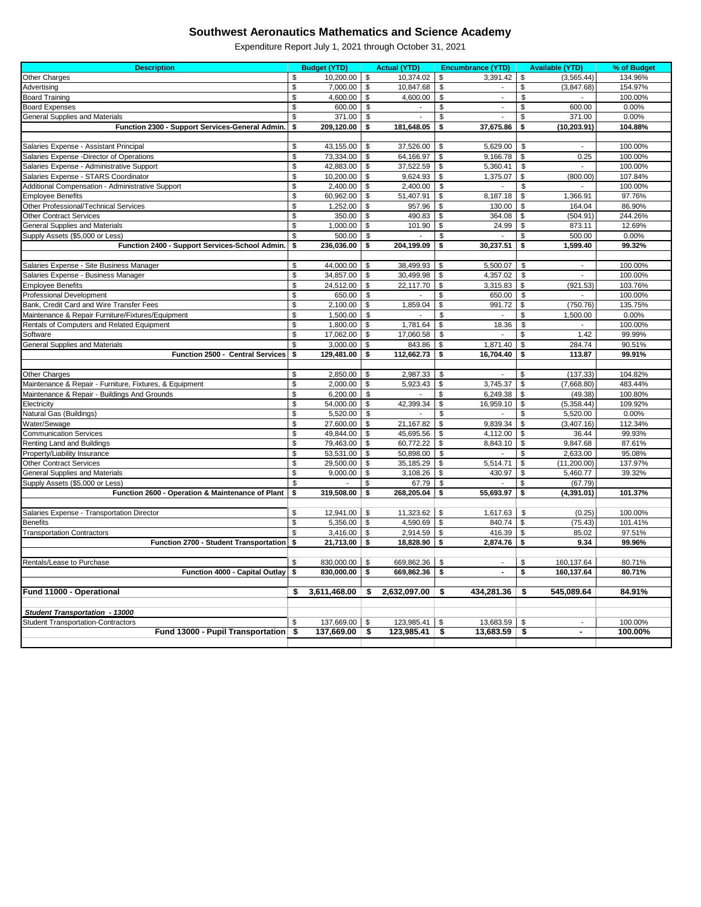# Southwest Aeronautics Mathematics and Science Academy

Expenditure Report July 1, 2021 through October 31, 2021

| Description | Budget (YTD) | Actual (YTD) | Encumbrance (YTD) | Available (YTD) | % of Budget |
|---|---|---|---|---|---|
| Other Charges | $ 10,200.00 | $ 10,374.02 | $ 3,391.42 | $ (3,565.44) | 134.96% |
| Advertising | $ 7,000.00 | $ 10,847.68 | $ - | $ (3,847.68) | 154.97% |
| Board Training | $ 4,600.00 | $ 4,600.00 | $ - | $ - | 100.00% |
| Board Expenses | $ 600.00 | $ - | $ - | $ 600.00 | 0.00% |
| General Supplies and Materials | $ 371.00 | $ - | $ - | $ 371.00 | 0.00% |
| **Function 2300 - Support Services-General Admin.** | **$ 209,120.00** | **$ 181,648.05** | **$ 37,675.86** | **$ (10,203.91)** | **104.88%** |
| | | | | | |
| Salaries Expense - Assistant Principal | $ 43,155.00 | $ 37,526.00 | $ 5,629.00 | $ - | 100.00% |
| Salaries Expense -Director of Operations | $ 73,334.00 | $ 64,166.97 | $ 9,166.78 | $ 0.25 | 100.00% |
| Salaries Expense - Administrative Support | $ 42,883.00 | $ 37,522.59 | $ 5,360.41 | $ - | 100.00% |
| Salaries Expense - STARS Coordinator | $ 10,200.00 | $ 9,624.93 | $ 1,375.07 | $ (800.00) | 107.84% |
| Additional Compensation - Administrative Support | $ 2,400.00 | $ 2,400.00 | $ - | $ - | 100.00% |
| Employee Benefits | $ 60,962.00 | $ 51,407.91 | $ 8,187.18 | $ 1,366.91 | 97.76% |
| Other Professional/Technical Services | $ 1,252.00 | $ 957.96 | $ 130.00 | $ 164.04 | 86.90% |
| Other Contract Services | $ 350.00 | $ 490.83 | $ 364.08 | $ (504.91) | 244.26% |
| General Supplies and Materials | $ 1,000.00 | $ 101.90 | $ 24.99 | $ 873.11 | 12.69% |
| Supply Assets ($5,000 or Less) | $ 500.00 | $ - | $ - | $ 500.00 | 0.00% |
| **Function 2400 - Support Services-School Admin.** | **$ 236,036.00** | **$ 204,199.09** | **$ 30,237.51** | **$ 1,599.40** | **99.32%** |
| | | | | | |
| Salaries Expense - Site Business Manager | $ 44,000.00 | $ 38,499.93 | $ 5,500.07 | $ - | 100.00% |
| Salaries Expense - Business Manager | $ 34,857.00 | $ 30,499.98 | $ 4,357.02 | $ - | 100.00% |
| Employee Benefits | $ 24,512.00 | $ 22,117.70 | $ 3,315.83 | $ (921.53) | 103.76% |
| Professional Development | $ 650.00 | $ - | $ 650.00 | $ - | 100.00% |
| Bank, Credit Card and Wire Transfer Fees | $ 2,100.00 | $ 1,859.04 | $ 991.72 | $ (750.76) | 135.75% |
| Maintenance & Repair Furniture/Fixtures/Equipment | $ 1,500.00 | $ - | $ - | $ 1,500.00 | 0.00% |
| Rentals of Computers and Related Equipment | $ 1,800.00 | $ 1,781.64 | $ 18.36 | $ - | 100.00% |
| Software | $ 17,062.00 | $ 17,060.58 | $ - | $ 1.42 | 99.99% |
| General Supplies and Materials | $ 3,000.00 | $ 843.86 | $ 1,871.40 | $ 284.74 | 90.51% |
| **Function 2500 - Central Services** | **$ 129,481.00** | **$ 112,662.73** | **$ 16,704.40** | **$ 113.87** | **99.91%** |
| | | | | | |
| Other Charges | $ 2,850.00 | $ 2,987.33 | $ - | $ (137.33) | 104.82% |
| Maintenance & Repair - Furniture, Fixtures, & Equipment | $ 2,000.00 | $ 5,923.43 | $ 3,745.37 | $ (7,668.80) | 483.44% |
| Maintenance & Repair - Buildings And Grounds | $ 6,200.00 | $ - | $ 6,249.38 | $ (49.38) | 100.80% |
| Electricity | $ 54,000.00 | $ 42,399.34 | $ 16,959.10 | $ (5,358.44) | 109.92% |
| Natural Gas (Buildings) | $ 5,520.00 | $ - | $ - | $ 5,520.00 | 0.00% |
| Water/Sewage | $ 27,600.00 | $ 21,167.82 | $ 9,839.34 | $ (3,407.16) | 112.34% |
| Communication Services | $ 49,844.00 | $ 45,695.56 | $ 4,112.00 | $ 36.44 | 99.93% |
| Renting Land and Buildings | $ 79,463.00 | $ 60,772.22 | $ 8,843.10 | $ 9,847.68 | 87.61% |
| Property/Liability Insurance | $ 53,531.00 | $ 50,898.00 | $ - | $ 2,633.00 | 95.08% |
| Other Contract Services | $ 29,500.00 | $ 35,185.29 | $ 5,514.71 | $ (11,200.00) | 137.97% |
| General Supplies and Materials | $ 9,000.00 | $ 3,108.26 | $ 430.97 | $ 5,460.77 | 39.32% |
| Supply Assets ($5,000 or Less) | $ - | $ 67.79 | $ - | $ (67.79) | |
| **Function 2600 - Operation & Maintenance of Plant** | **$ 319,508.00** | **$ 268,205.04** | **$ 55,693.97** | **$ (4,391.01)** | **101.37%** |
| | | | | | |
| Salaries Expense - Transportation Director | $ 12,941.00 | $ 11,323.62 | $ 1,617.63 | $ (0.25) | 100.00% |
| Benefits | $ 5,356.00 | $ 4,590.69 | $ 840.74 | $ (75.43) | 101.41% |
| Transportation Contractors | $ 3,416.00 | $ 2,914.59 | $ 416.39 | $ 85.02 | 97.51% |
| **Function 2700 - Student Transportation** | **$ 21,713.00** | **$ 18,828.90** | **$ 2,874.76** | **$ 9.34** | **99.96%** |
| | | | | | |
| Rentals/Lease to Purchase | $ 830,000.00 | $ 669,862.36 | $ - | $ 160,137.64 | 80.71% |
| **Function 4000 - Capital Outlay** | **$ 830,000.00** | **$ 669,862.36** | **$ -** | **$ 160,137.64** | **80.71%** |
| | | | | | |
| **Fund 11000 - Operational** | **$ 3,611,468.00** | **$ 2,632,097.00** | **$ 434,281.36** | **$ 545,089.64** | **84.91%** |
| | | | | | |
| ***Student Transportation - 13000*** | | | | | |
| Student Transportation-Contractors | $ 137,669.00 | $ 123,985.41 | $ 13,683.59 | $ - | 100.00% |
| **Fund 13000 - Pupil Transportation** | **$ 137,669.00** | **$ 123,985.41** | **$ 13,683.59** | **$ -** | **100.00%** |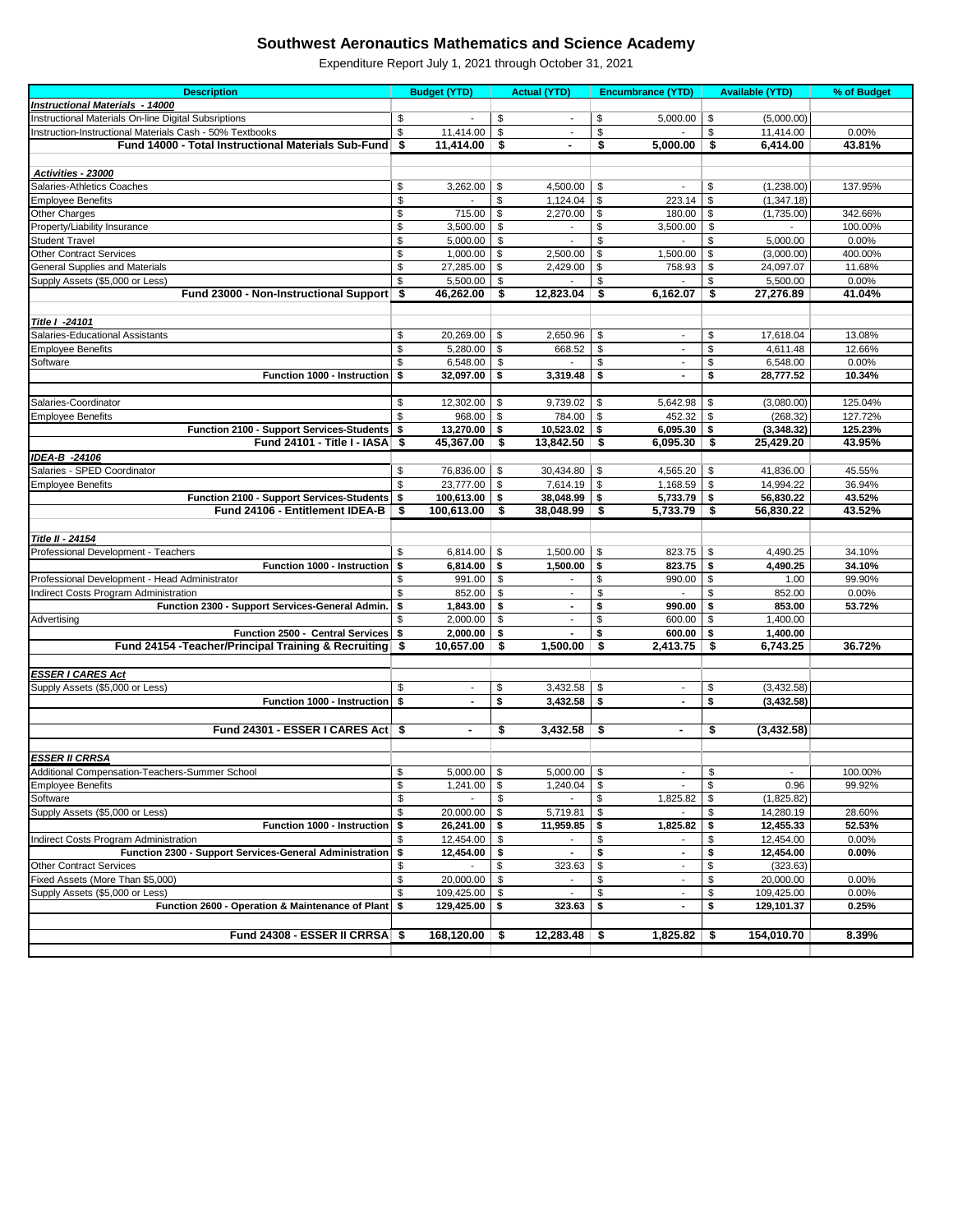# Southwest Aeronautics Mathematics and Science Academy

Expenditure Report July 1, 2021 through October 31, 2021

| Description | Budget (YTD) | Actual (YTD) | Encumbrance (YTD) | Available (YTD) | % of Budget |
|---|---|---|---|---|---|
| ***Instructional Materials - 14000*** | | | | | |
| Instructional Materials On-line Digital Subsriptions | $ - | $ - | $ 5,000.00 | $ (5,000.00) | |
| Instruction-Instructional Materials Cash - 50% Textbooks | $ 11,414.00 | $ - | $ - | $ 11,414.00 | 0.00% |
| **Fund 14000 - Total Instructional Materials Sub-Fund** | **$ 11,414.00** | **$ -** | **$ 5,000.00** | **$ 6,414.00** | **43.81%** |
| | | | | | |
| ***Activities - 23000*** | | | | | |
| Salaries-Athletics Coaches | $ 3,262.00 | $ 4,500.00 | $ - | $ (1,238.00) | 137.95% |
| Employee Benefits | $ - | $ 1,124.04 | $ 223.14 | $ (1,347.18) | |
| Other Charges | $ 715.00 | $ 2,270.00 | $ 180.00 | $ (1,735.00) | 342.66% |
| Property/Liability Insurance | $ 3,500.00 | $ - | $ 3,500.00 | $ - | 100.00% |
| Student Travel | $ 5,000.00 | $ - | $ - | $ 5,000.00 | 0.00% |
| Other Contract Services | $ 1,000.00 | $ 2,500.00 | $ 1,500.00 | $ (3,000.00) | 400.00% |
| General Supplies and Materials | $ 27,285.00 | $ 2,429.00 | $ 758.93 | $ 24,097.07 | 11.68% |
| Supply Assets ($5,000 or Less) | $ 5,500.00 | $ - | $ - | $ 5,500.00 | 0.00% |
| **Fund 23000 - Non-Instructional Support** | **$ 46,262.00** | **$ 12,823.04** | **$ 6,162.07** | **$ 27,276.89** | **41.04%** |
| | | | | | |
| ***Title I -24101*** | | | | | |
| Salaries-Educational Assistants | $ 20,269.00 | $ 2,650.96 | $ - | $ 17,618.04 | 13.08% |
| Employee Benefits | $ 5,280.00 | $ 668.52 | $ - | $ 4,611.48 | 12.66% |
| Software | $ 6,548.00 | $ - | $ - | $ 6,548.00 | 0.00% |
| **Function 1000 - Instruction** | **$ 32,097.00** | **$ 3,319.48** | **$ -** | **$ 28,777.52** | **10.34%** |
| | | | | | |
| Salaries-Coordinator | $ 12,302.00 | $ 9,739.02 | $ 5,642.98 | $ (3,080.00) | 125.04% |
| Employee Benefits | $ 968.00 | $ 784.00 | $ 452.32 | $ (268.32) | 127.72% |
| **Function 2100 - Support Services-Students** | **$ 13,270.00** | **$ 10,523.02** | **$ 6,095.30** | **$ (3,348.32)** | **125.23%** |
| **Fund 24101 - Title I - IASA** | **$ 45,367.00** | **$ 13,842.50** | **$ 6,095.30** | **$ 25,429.20** | **43.95%** |
| ***IDEA-B -24106*** | | | | | |
| Salaries - SPED Coordinator | $ 76,836.00 | $ 30,434.80 | $ 4,565.20 | $ 41,836.00 | 45.55% |
| Employee Benefits | $ 23,777.00 | $ 7,614.19 | $ 1,168.59 | $ 14,994.22 | 36.94% |
| **Function 2100 - Support Services-Students** | **$ 100,613.00** | **$ 38,048.99** | **$ 5,733.79** | **$ 56,830.22** | **43.52%** |
| **Fund 24106 - Entitlement IDEA-B** | **$ 100,613.00** | **$ 38,048.99** | **$ 5,733.79** | **$ 56,830.22** | **43.52%** |
| | | | | | |
| ***Title II - 24154*** | | | | | |
| Professional Development - Teachers | $ 6,814.00 | $ 1,500.00 | $ 823.75 | $ 4,490.25 | 34.10% |
| **Function 1000 - Instruction** | **$ 6,814.00** | **$ 1,500.00** | **$ 823.75** | **$ 4,490.25** | **34.10%** |
| Professional Development - Head Administrator | $ 991.00 | $ - | $ 990.00 | $ 1.00 | 99.90% |
| Indirect Costs Program Administration | $ 852.00 | $ - | $ - | $ 852.00 | 0.00% |
| **Function 2300 - Support Services-General Admin.** | **$ 1,843.00** | **$ -** | **$ 990.00** | **$ 853.00** | **53.72%** |
| Advertising | $ 2,000.00 | $ - | $ 600.00 | $ 1,400.00 | |
| **Function 2500 - Central Services** | **$ 2,000.00** | **$ -** | **$ 600.00** | **$ 1,400.00** | |
| **Fund 24154 -Teacher/Principal Training & Recruiting** | **$ 10,657.00** | **$ 1,500.00** | **$ 2,413.75** | **$ 6,743.25** | **36.72%** |
| | | | | | |
| ***ESSER I CARES Act*** | | | | | |
| Supply Assets ($5,000 or Less) | $ - | $ 3,432.58 | $ - | $ (3,432.58) | |
| **Function 1000 - Instruction** | **$ -** | **$ 3,432.58** | **$ -** | **$ (3,432.58)** | |
| | | | | | |
| **Fund 24301 - ESSER I CARES Act** | **$ -** | **$ 3,432.58** | **$ -** | **$ (3,432.58)** | |
| | | | | | |
| ***ESSER II CRRSA*** | | | | | |
| Additional Compensation-Teachers-Summer School | $ 5,000.00 | $ 5,000.00 | $ - | $ - | 100.00% |
| Employee Benefits | $ 1,241.00 | $ 1,240.04 | $ - | $ 0.96 | 99.92% |
| Software | $ - | $ - | $ 1,825.82 | $ (1,825.82) | |
| Supply Assets ($5,000 or Less) | $ 20,000.00 | $ 5,719.81 | $ - | $ 14,280.19 | 28.60% |
| **Function 1000 - Instruction** | **$ 26,241.00** | **$ 11,959.85** | **$ 1,825.82** | **$ 12,455.33** | **52.53%** |
| Indirect Costs Program Administration | $ 12,454.00 | $ - | $ - | $ 12,454.00 | 0.00% |
| **Function 2300 - Support Services-General Administration** | **$ 12,454.00** | **$ -** | **$ -** | **$ 12,454.00** | **0.00%** |
| Other Contract Services | $ - | $ 323.63 | $ - | $ (323.63) | |
| Fixed Assets (More Than $5,000) | $ 20,000.00 | $ - | $ - | $ 20,000.00 | 0.00% |
| Supply Assets ($5,000 or Less) | $ 109,425.00 | $ - | $ - | $ 109,425.00 | 0.00% |
| **Function 2600 - Operation & Maintenance of Plant** | **$ 129,425.00** | **$ 323.63** | **$ -** | **$ 129,101.37** | **0.25%** |
| | | | | | |
| **Fund 24308 - ESSER II CRRSA** | **$ 168,120.00** | **$ 12,283.48** | **$ 1,825.82** | **$ 154,010.70** | **8.39%** |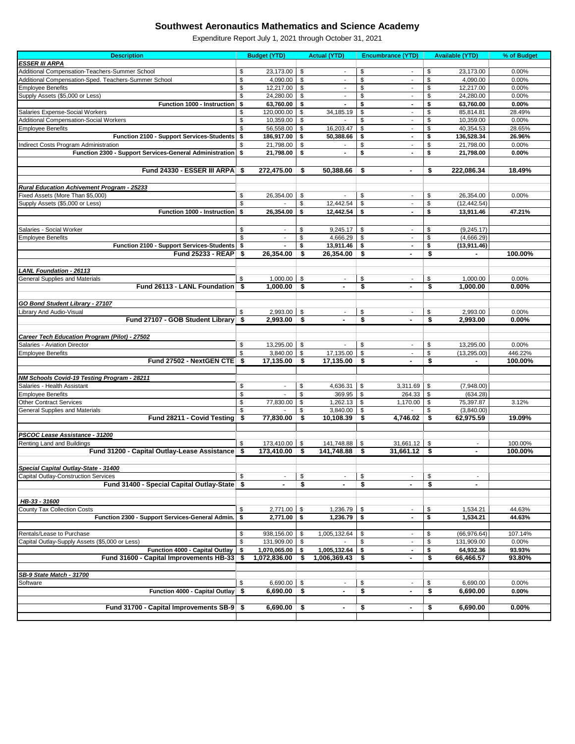# Southwest Aeronautics Mathematics and Science Academy

Expenditure Report July 1, 2021 through October 31, 2021

| Description | Budget (YTD) | Actual (YTD) | Encumbrance (YTD) | Available (YTD) | % of Budget |
|---|---|---|---|---|---|
| ***ESSER III ARPA*** | | | | | |
| Additional Compensation-Teachers-Summer School | $ 23,173.00 | $ - | $ - | $ 23,173.00 | 0.00% |
| Additional Compensation-Sped. Teachers-Summer School | $ 4,090.00 | $ - | $ - | $ 4,090.00 | 0.00% |
| Employee Benefits | $ 12,217.00 | $ - | $ - | $ 12,217.00 | 0.00% |
| Supply Assets ($5,000 or Less) | $ 24,280.00 | $ - | $ - | $ 24,280.00 | 0.00% |
| **Function 1000 - Instruction** | **$ 63,760.00** | **$ -** | **$ -** | **$ 63,760.00** | **0.00%** |
| Salaries Expense-Social Workers | $ 120,000.00 | $ 34,185.19 | $ - | $ 85,814.81 | 28.49% |
| Additional Compensation-Social Workers | $ 10,359.00 | $ - | $ - | $ 10,359.00 | 0.00% |
| Employee Benefits | $ 56,558.00 | $ 16,203.47 | $ - | $ 40,354.53 | 28.65% |
| **Function 2100 - Support Services-Students** | **$ 186,917.00** | **$ 50,388.66** | **$ -** | **$ 136,528.34** | **26.96%** |
| Indirect Costs Program Administration | $ 21,798.00 | $ - | $ - | $ 21,798.00 | 0.00% |
| **Function 2300 - Support Services-General Administration** | **$ 21,798.00** | **$ -** | **$ -** | **$ 21,798.00** | **0.00%** |
| **Fund 24330 - ESSER III ARPA** | **$ 272,475.00** | **$ 50,388.66** | **$ -** | **$ 222,086.34** | **18.49%** |
| ***Rural Education Achivement Program - 25233*** | | | | | |
| Fixed Assets (More Than $5,000) | $ 26,354.00 | $ - | $ - | $ 26,354.00 | 0.00% |
| Supply Assets ($5,000 or Less) | $ - | $ 12,442.54 | $ - | $ (12,442.54) | |
| **Function 1000 - Instruction** | **$ 26,354.00** | **$ 12,442.54** | **$ -** | **$ 13,911.46** | **47.21%** |
| Salaries - Social Worker | $ - | $ 9,245.17 | $ - | $ (9,245.17) | |
| Employee Benefits | $ - | $ 4,666.29 | $ - | $ (4,666.29) | |
| **Function 2100 - Support Services-Students** | **$ -** | **$ 13,911.46** | **$ -** | **$ (13,911.46)** | |
| **Fund 25233 - REAP** | **$ 26,354.00** | **$ 26,354.00** | **$ -** | **$ -** | **100.00%** |
| ***LANL Foundation - 26113*** | | | | | |
| General Supplies and Materials | $ 1,000.00 | $ - | $ - | $ 1,000.00 | 0.00% |
| **Fund 26113 - LANL Foundation** | **$ 1,000.00** | **$ -** | **$ -** | **$ 1,000.00** | **0.00%** |
| ***GO Bond Student Library - 27107*** | | | | | |
| Library And Audio-Visual | $ 2,993.00 | $ - | $ - | $ 2,993.00 | 0.00% |
| **Fund 27107 - GOB Student Library** | **$ 2,993.00** | **$ -** | **$ -** | **$ 2,993.00** | **0.00%** |
| ***Career Tech Education Program (Pilot) - 27502*** | | | | | |
| Salaries - Aviation Director | $ 13,295.00 | $ - | $ - | $ 13,295.00 | 0.00% |
| Employee Benefits | $ 3,840.00 | $ 17,135.00 | $ - | $ (13,295.00) | 446.22% |
| **Fund 27502 - NextGEN CTE** | **$ 17,135.00** | **$ 17,135.00** | **$ -** | **$ -** | **100.00%** |
| ***NM Schools Covid-19 Testing Program - 28211*** | | | | | |
| Salaries - Health Assistant | $ - | $ 4,636.31 | $ 3,311.69 | $ (7,948.00) | |
| Employee Benefits | $ - | $ 369.95 | $ 264.33 | $ (634.28) | |
| Other Contract Services | $ 77,830.00 | $ 1,262.13 | $ 1,170.00 | $ 75,397.87 | 3.12% |
| General Supplies and Materials | $ - | $ 3,840.00 | $ - | $ (3,840.00) | |
| **Fund 28211 - Covid Testing** | **$ 77,830.00** | **$ 10,108.39** | **$ 4,746.02** | **$ 62,975.59** | **19.09%** |
| ***PSCOC Lease Assistance - 31200*** | | | | | |
| Renting Land and Buildings | $ 173,410.00 | $ 141,748.88 | $ 31,661.12 | $ - | 100.00% |
| **Fund 31200 - Capital Outlay-Lease Assistance** | **$ 173,410.00** | **$ 141,748.88** | **$ 31,661.12** | **$ -** | **100.00%** |
| ***Special Capital Outlay-State - 31400*** | | | | | |
| Capital Outlay-Construction Services | $ - | $ - | $ - | $ - | |
| **Fund 31400 - Special Capital Outlay-State** | **$ -** | **$ -** | **$ -** | **$ -** | |
| ***HB-33 - 31600*** | | | | | |
| County Tax Collection Costs | $ 2,771.00 | $ 1,236.79 | $ - | $ 1,534.21 | 44.63% |
| **Function 2300 - Support Services-General Admin.** | **$ 2,771.00** | **$ 1,236.79** | **$ -** | **$ 1,534.21** | **44.63%** |
| Rentals/Lease to Purchase | $ 938,156.00 | $ 1,005,132.64 | $ - | $ (66,976.64) | 107.14% |
| Capital Outlay-Supply Assets ($5,000 or Less) | $ 131,909.00 | $ - | $ - | $ 131,909.00 | 0.00% |
| **Function 4000 - Capital Outlay** | **$ 1,070,065.00** | **$ 1,005,132.64** | **$ -** | **$ 64,932.36** | **93.93%** |
| **Fund 31600 - Capital Improvements HB-33** | **$ 1,072,836.00** | **$ 1,006,369.43** | **$ -** | **$ 66,466.57** | **93.80%** |
| ***SB-9 State Match - 31700*** | | | | | |
| Software | $ 6,690.00 | $ - | $ - | $ 6,690.00 | 0.00% |
| **Function 4000 - Capital Outlay** | **$ 6,690.00** | **$ -** | **$ -** | **$ 6,690.00** | **0.00%** |
| **Fund 31700 - Capital Improvements SB-9** | **$ 6,690.00** | **$ -** | **$ -** | **$ 6,690.00** | **0.00%** |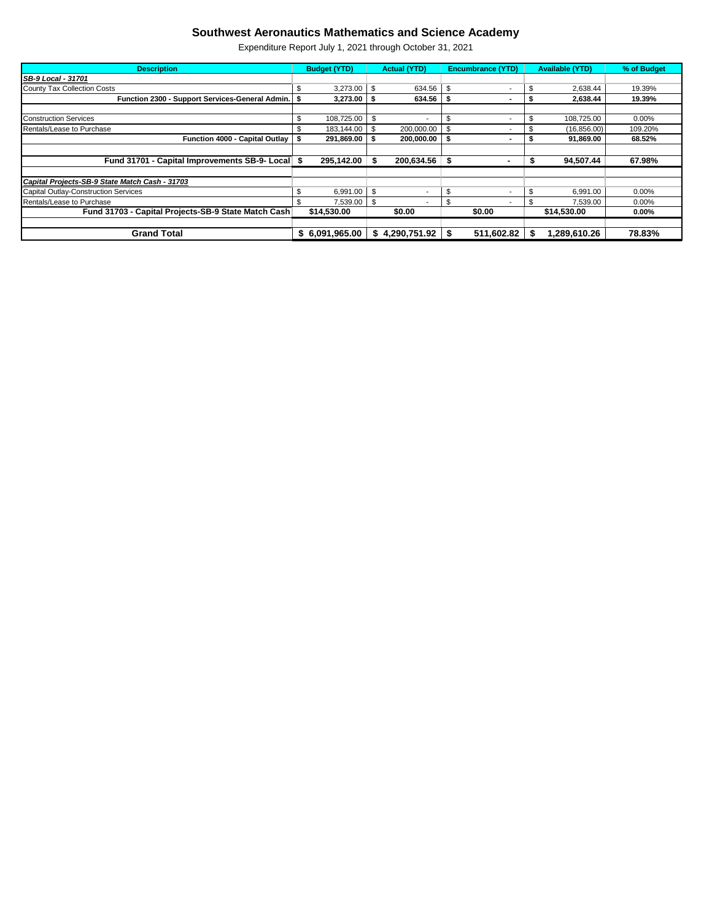# Southwest Aeronautics Mathematics and Science Academy

Expenditure Report July 1, 2021 through October 31, 2021

| Description | Budget (YTD) | Actual (YTD) | Encumbrance (YTD) | Available (YTD) | % of Budget |
|---|---|---|---|---|---|
| ***SB-9 Local - 31701*** | | | | | |
| County Tax Collection Costs | $ 3,273.00 | $ 634.56 | $ - | $ 2,638.44 | 19.39% |
| **Function 2300 - Support Services-General Admin.** | **$ 3,273.00** | **$ 634.56** | **$ -** | **$ 2,638.44** | **19.39%** |
| | | | | | |
| Construction Services | $ 108,725.00 | $ - | $ - | $ 108,725.00 | 0.00% |
| Rentals/Lease to Purchase | $ 183,144.00 | $ 200,000.00 | $ - | $ (16,856.00) | 109.20% |
| **Function 4000 - Capital Outlay** | **$ 291,869.00** | **$ 200,000.00** | **$ -** | **$ 91,869.00** | **68.52%** |
| | | | | | |
| **Fund 31701 - Capital Improvements SB-9- Local** | **$ 295,142.00** | **$ 200,634.56** | **$ -** | **$ 94,507.44** | **67.98%** |
| | | | | | |
| ***Capital Projects-SB-9 State Match Cash - 31703*** | | | | | |
| Capital Outlay-Construction Services | $ 6,991.00 | $ - | $ - | $ 6,991.00 | 0.00% |
| Rentals/Lease to Purchase | $ 7,539.00 | $ - | $ - | $ 7,539.00 | 0.00% |
| **Fund 31703 - Capital Projects-SB-9 State Match Cash** | **$14,530.00** | **$0.00** | **$0.00** | **$14,530.00** | **0.00%** |
| | | | | | |
| **Grand Total** | **$ 6,091,965.00** | **$ 4,290,751.92** | **$ 511,602.82** | **$ 1,289,610.26** | **78.83%** |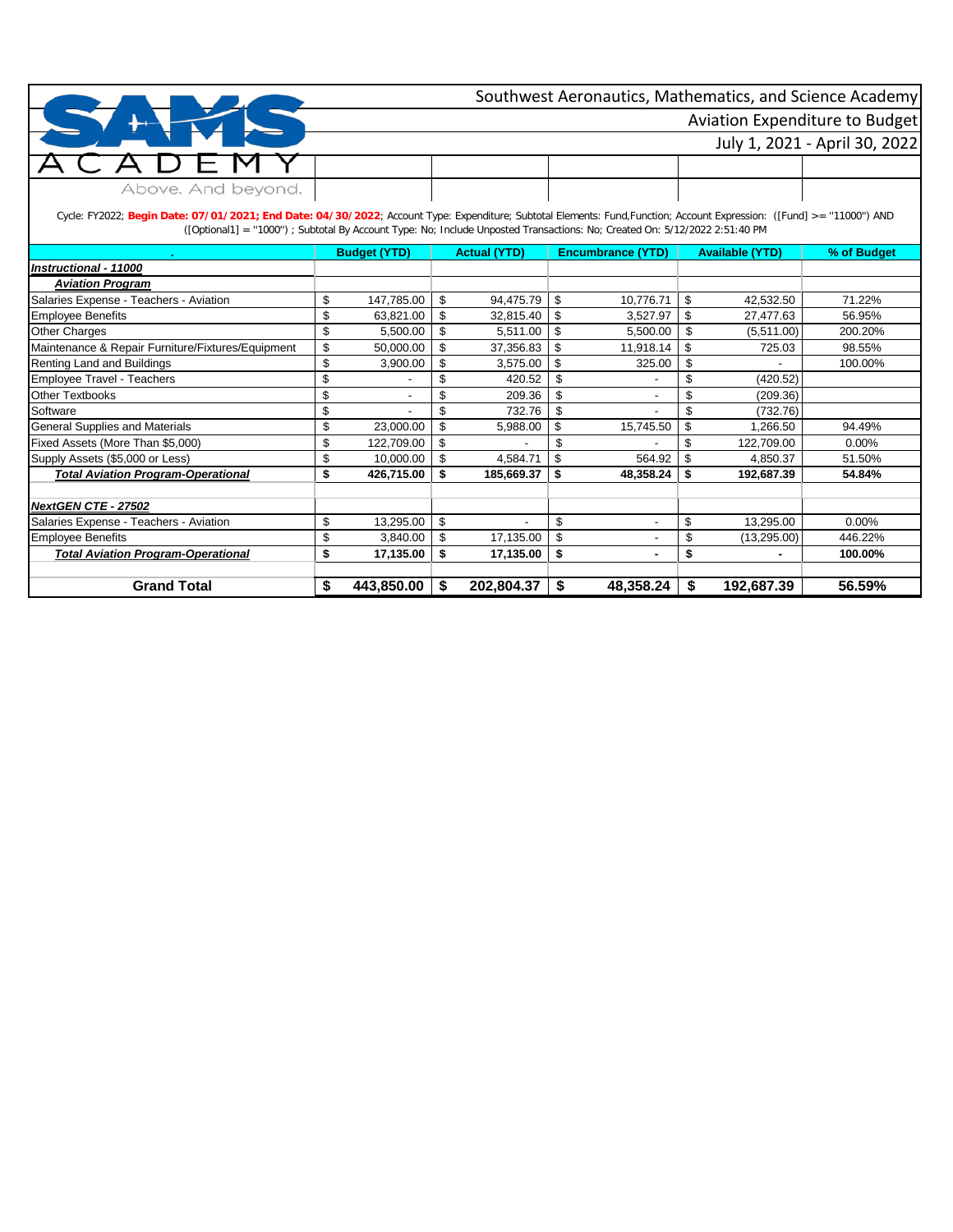Southwest Aeronautics, Mathematics, and Science Academy

Aviation Expenditure to Budget

July 1, 2021 - April 30, 2022

SAMS ACADEMY

Above. And beyond.

Cycle: FY2022; **Begin Date: 07/01/2021; End Date: 04/30/2022**; Account Type: Expenditure; Subtotal Elements: Fund,Function; Account Expression: ([Fund] >= "11000") AND ([Optional1] = "1000") ; Subtotal By Account Type: No; Include Unposted Transactions: No; Created On: 5/12/2022 2:51:40 PM

| . | Budget (YTD) | Actual (YTD) | Encumbrance (YTD) | Available (YTD) | % of Budget |
|---|---|---|---|---|---|
| ***Instructional - 11000*** | | | | | |
| ***Aviation Program*** | | | | | |
| Salaries Expense - Teachers - Aviation | $ 147,785.00 | $ 94,475.79 | $ 10,776.71 | $ 42,532.50 | 71.22% |
| Employee Benefits | $ 63,821.00 | $ 32,815.40 | $ 3,527.97 | $ 27,477.63 | 56.95% |
| Other Charges | $ 5,500.00 | $ 5,511.00 | $ 5,500.00 | $ (5,511.00) | 200.20% |
| Maintenance & Repair Furniture/Fixtures/Equipment | $ 50,000.00 | $ 37,356.83 | $ 11,918.14 | $ 725.03 | 98.55% |
| Renting Land and Buildings | $ 3,900.00 | $ 3,575.00 | $ 325.00 | $ - | 100.00% |
| Employee Travel - Teachers | $ - | $ 420.52 | $ - | $ (420.52) | |
| Other Textbooks | $ - | $ 209.36 | $ - | $ (209.36) | |
| Software | $ - | $ 732.76 | $ - | $ (732.76) | |
| General Supplies and Materials | $ 23,000.00 | $ 5,988.00 | $ 15,745.50 | $ 1,266.50 | 94.49% |
| Fixed Assets (More Than $5,000) | $ 122,709.00 | $ - | $ - | $ 122,709.00 | 0.00% |
| Supply Assets ($5,000 or Less) | $ 10,000.00 | $ 4,584.71 | $ 564.92 | $ 4,850.37 | 51.50% |
| ***Total Aviation Program-Operational*** | **$ 426,715.00** | **$ 185,669.37** | **$ 48,358.24** | **$ 192,687.39** | **54.84%** |
| | | | | | |
| ***NextGEN CTE - 27502*** | | | | | |
| Salaries Expense - Teachers - Aviation | $ 13,295.00 | $ - | $ - | $ 13,295.00 | 0.00% |
| Employee Benefits | $ 3,840.00 | $ 17,135.00 | $ - | $ (13,295.00) | 446.22% |
| ***Total Aviation Program-Operational*** | **$ 17,135.00** | **$ 17,135.00** | **$ -** | **$ -** | **100.00%** |
| | | | | | |
| **Grand Total** | **$ 443,850.00** | **$ 202,804.37** | **$ 48,358.24** | **$ 192,687.39** | **56.59%** |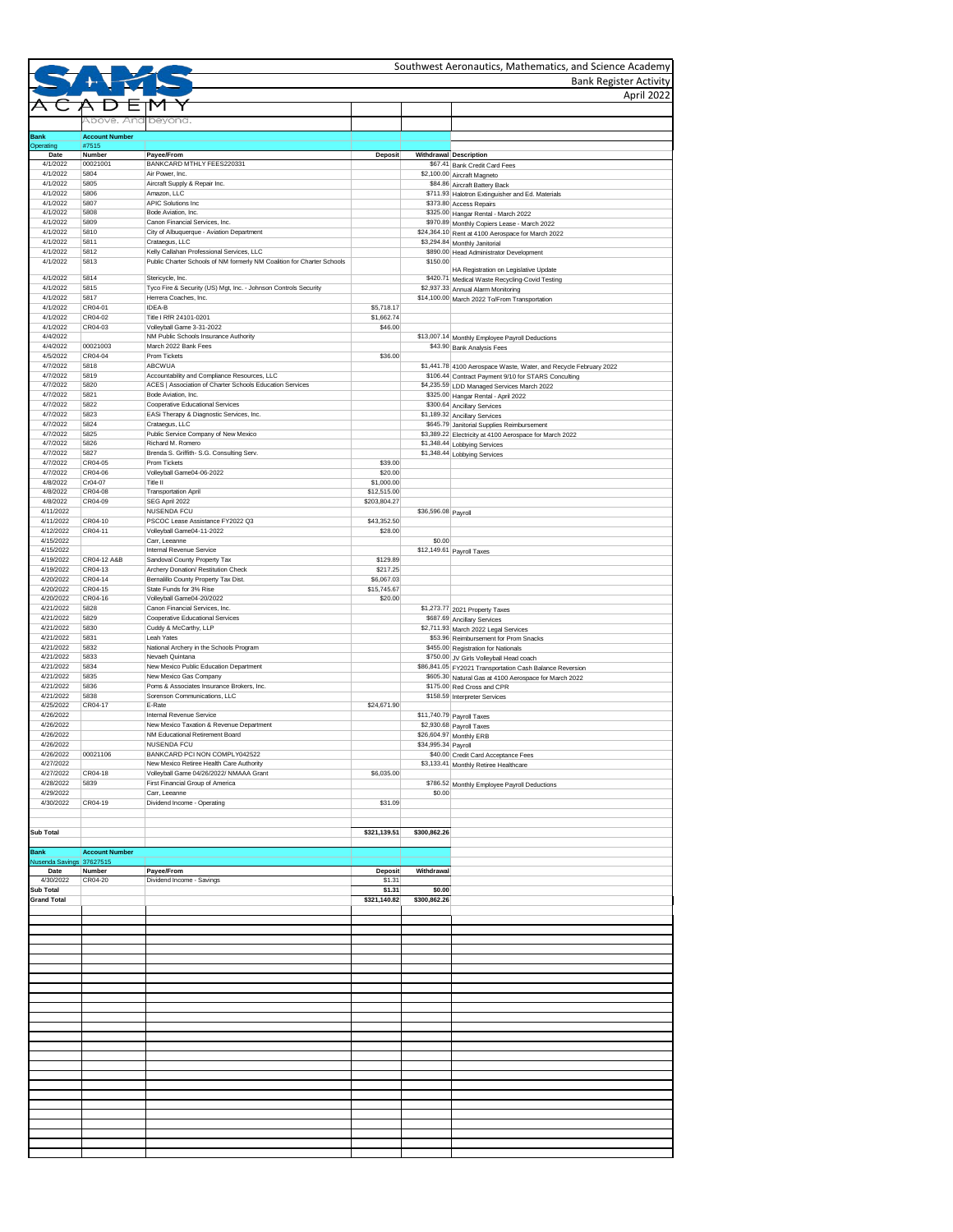# Southwest Aeronautics, Mathematics, and Science Academy

## Bank Register Activity

## April 2022

SAMS ACADEMY — Above. And beyond.

| Bank | Account Number | | | | |
|---|---|---|---|---|---|
| Operating | #7515 | | | | |
| **Date** | **Number** | **Payee/From** | **Deposit** | **Withdrawal** | **Description** |
| 4/1/2022 | 00021001 | BANKCARD MTHLY FEES220331 | | $67.41 | Bank Credit Card Fees |
| 4/1/2022 | 5804 | Air Power, Inc. | | $2,100.00 | Aircraft Magneto |
| 4/1/2022 | 5805 | Aircraft Supply & Repair Inc. | | $84.86 | Aircraft Battery Back |
| 4/1/2022 | 5806 | Amazon, LLC | | $711.93 | Halotron Extinguisher and Ed. Materials |
| 4/1/2022 | 5807 | APIC Solutions Inc | | $373.80 | Access Repairs |
| 4/1/2022 | 5808 | Bode Aviation, Inc. | | $325.00 | Hangar Rental - March 2022 |
| 4/1/2022 | 5809 | Canon Financial Services, Inc. | | $970.89 | Monthly Copiers Lease - March 2022 |
| 4/1/2022 | 5810 | City of Albuquerque - Aviation Department | | $24,364.10 | Rent at 4100 Aerospace for March 2022 |
| 4/1/2022 | 5811 | Crataegus, LLC | | $3,294.84 | Monthly Janitorial |
| 4/1/2022 | 5812 | Kelly Callahan Professional Services, LLC | | $890.00 | Head Administrator Development |
| 4/1/2022 | 5813 | Public Charter Schools of NM formerly NM Coalition for Charter Schools | | $150.00 | HA Registration on Legislative Update |
| 4/1/2022 | 5814 | Stericycle, Inc. | | $420.71 | Medical Waste Recycling-Covid Testing |
| 4/1/2022 | 5815 | Tyco Fire & Security (US) Mgt, Inc. - Johnson Controls Security | | $2,937.33 | Annual Alarm Monitoring |
| 4/1/2022 | 5817 | Herrera Coaches, Inc. | | $14,100.00 | March 2022 To/From Transportation |
| 4/1/2022 | CR04-01 | IDEA-B | $5,718.17 | | |
| 4/1/2022 | CR04-02 | Title I RfR 24101-0201 | $1,662.74 | | |
| 4/1/2022 | CR04-03 | Volleyball Game 3-31-2022 | $46.00 | | |
| 4/4/2022 | | NM Public Schools Insurance Authority | | $13,007.14 | Monthly Employee Payroll Deductions |
| 4/4/2022 | 00021003 | March 2022 Bank Fees | | $43.90 | Bank Analysis Fees |
| 4/5/2022 | CR04-04 | Prom Tickets | $36.00 | | |
| 4/7/2022 | 5818 | ABCWUA | | $1,441.78 | 4100 Aerospace Waste, Water, and Recycle February 2022 |
| 4/7/2022 | 5819 | Accountability and Compliance Resources, LLC | | $106.44 | Contract Payment 9/10 for STARS Consulting |
| 4/7/2022 | 5820 | ACES \| Association of Charter Schools Education Services | | $4,235.59 | LDD Managed Services March 2022 |
| 4/7/2022 | 5821 | Bode Aviation, Inc. | | $325.00 | Hangar Rental - April 2022 |
| 4/7/2022 | 5822 | Cooperative Educational Services | | $300.64 | Ancillary Services |
| 4/7/2022 | 5823 | EASi Therapy & Diagnostic Services, Inc. | | $1,189.32 | Ancillary Services |
| 4/7/2022 | 5824 | Crataegus, LLC | | $645.79 | Janitorial Supplies Reimbursement |
| 4/7/2022 | 5825 | Public Service Company of New Mexico | | $3,389.22 | Electricity at 4100 Aerospace for March 2022 |
| 4/7/2022 | 5826 | Richard M. Romero | | $1,348.44 | Lobbying Services |
| 4/7/2022 | 5827 | Brenda S. Griffith- S.G. Consulting Serv. | | $1,348.44 | Lobbying Services |
| 4/7/2022 | CR04-05 | Prom Tickets | $39.00 | | |
| 4/7/2022 | CR04-06 | Volleyball Game04-06-2022 | $20.00 | | |
| 4/8/2022 | Cr04-07 | Title II | $1,000.00 | | |
| 4/8/2022 | CR04-08 | Transportation April | $12,515.00 | | |
| 4/8/2022 | CR04-09 | SEG April 2022 | $203,804.27 | | |
| 4/11/2022 | | NUSENDA FCU | | $36,596.08 | Payroll |
| 4/11/2022 | CR04-10 | PSCOC Lease Assistance FY2022 Q3 | $43,352.50 | | |
| 4/12/2022 | CR04-11 | Volleyball Game04-11-2022 | $28.00 | | |
| 4/15/2022 | | Carr, Leeanne | | $0.00 | |
| 4/15/2022 | | Internal Revenue Service | | $12,149.61 | Payroll Taxes |
| 4/19/2022 | CR04-12 A&B | Sandoval County Property Tax | $129.89 | | |
| 4/19/2022 | CR04-13 | Archery Donation/ Restitution Check | $217.25 | | |
| 4/20/2022 | CR04-14 | Bernalillo County Property Tax Dist. | $6,067.03 | | |
| 4/20/2022 | CR04-15 | State Funds for 3% Rise | $15,745.67 | | |
| 4/20/2022 | CR04-16 | Volleyball Game04-20/2022 | $20.00 | | |
| 4/21/2022 | 5828 | Canon Financial Services, Inc. | | $1,273.77 | 2021 Property Taxes |
| 4/21/2022 | 5829 | Cooperative Educational Services | | $687.69 | Ancillary Services |
| 4/21/2022 | 5830 | Cuddy & McCarthy, LLP | | $2,711.93 | March 2022 Legal Services |
| 4/21/2022 | 5831 | Leah Yates | | $53.96 | Reimbursement for Prom Snacks |
| 4/21/2022 | 5832 | National Archery in the Schools Program | | $455.00 | Registration for Nationals |
| 4/21/2022 | 5833 | Nevaeh Quintana | | $750.00 | JV Girls Volleyball Head coach |
| 4/21/2022 | 5834 | New Mexico Public Education Department | | $86,841.05 | FY2021 Transportation Cash Balance Reversion |
| 4/21/2022 | 5835 | New Mexico Gas Company | | $605.30 | Natural Gas at 4100 Aerospace for March 2022 |
| 4/21/2022 | 5836 | Poms & Associates Insurance Brokers, Inc. | | $175.00 | Red Cross and CPR |
| 4/21/2022 | 5838 | Sorenson Communications, LLC | | $158.59 | Interpreter Services |
| 4/25/2022 | CR04-17 | E-Rate | $24,671.90 | | |
| 4/26/2022 | | Internal Revenue Service | | $11,740.79 | Payroll Taxes |
| 4/26/2022 | | New Mexico Taxation & Revenue Department | | $2,930.68 | Payroll Taxes |
| 4/26/2022 | | NM Educational Retirement Board | | $26,604.97 | Monthly ERB |
| 4/26/2022 | | NUSENDA FCU | | $34,995.34 | Payroll |
| 4/26/2022 | 00021106 | BANKCARD PCI NON COMPLY042522 | | $40.00 | Credit Card Acceptance Fees |
| 4/27/2022 | | New Mexico Retiree Health Care Authority | | $3,133.41 | Monthly Retiree Healthcare |
| 4/27/2022 | CR04-18 | Volleyball Game 04/26/2022/ NMAAA Grant | $6,035.00 | | |
| 4/28/2022 | 5839 | First Financial Group of America | | $786.52 | Monthly Employee Payroll Deductions |
| 4/29/2022 | | Carr, Leeanne | | $0.00 | |
| 4/30/2022 | CR04-19 | Dividend Income - Operating | $31.09 | | |
| **Sub Total** | | | **$321,139.51** | **$300,862.26** | |

| Bank | Account Number | | | |
|---|---|---|---|---|
| Nusenda Savings | 37627515 | | | |
| **Date** | **Number** | **Payee/From** | **Deposit** | **Withdrawal** |
| 4/30/2022 | CR04-20 | Dividend Income - Savings | $1.31 | |
| **Sub Total** | | | **$1.31** | **$0.00** |
| **Grand Total** | | | **$321,140.82** | **$300,862.26** |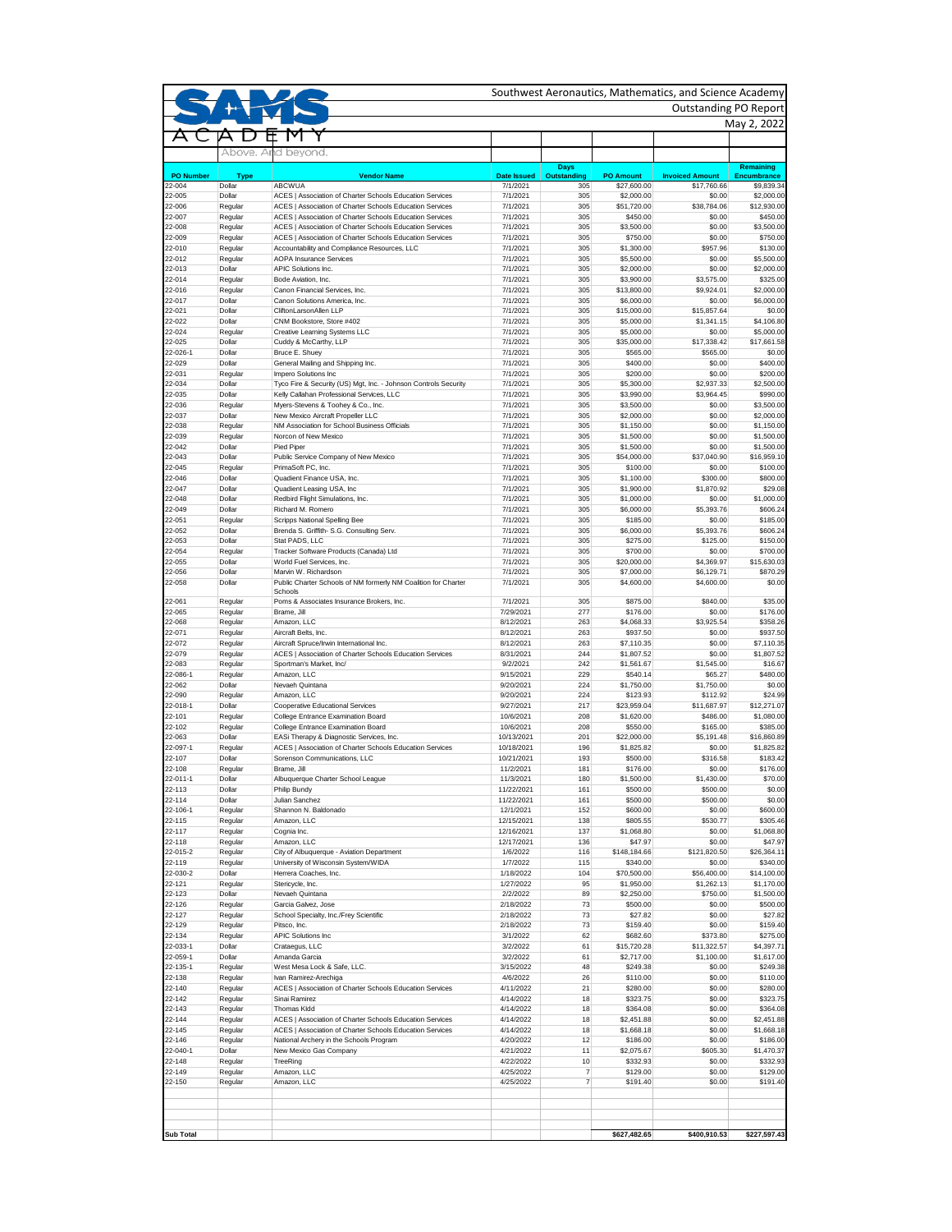SAMS ACADEMY

Above. And beyond.

Southwest Aeronautics, Mathematics, and Science Academy

Outstanding PO Report

May 2, 2022

| PO Number | Type | Vendor Name | Date Issued | Days Outstanding | PO Amount | Invoiced Amount | Remaining Encumbrance |
|---|---|---|---|---|---|---|---|
| 22-004 | Dollar | ABCWUA | 7/1/2021 | 305 | $27,600.00 | $17,760.66 | $9,839.34 |
| 22-005 | Dollar | ACES \| Association of Charter Schools Education Services | 7/1/2021 | 305 | $2,000.00 | $0.00 | $2,000.00 |
| 22-006 | Regular | ACES \| Association of Charter Schools Education Services | 7/1/2021 | 305 | $51,720.00 | $38,784.06 | $12,930.00 |
| 22-007 | Regular | ACES \| Association of Charter Schools Education Services | 7/1/2021 | 305 | $450.00 | $0.00 | $450.00 |
| 22-008 | Regular | ACES \| Association of Charter Schools Education Services | 7/1/2021 | 305 | $3,500.00 | $0.00 | $3,500.00 |
| 22-009 | Regular | ACES \| Association of Charter Schools Education Services | 7/1/2021 | 305 | $750.00 | $0.00 | $750.00 |
| 22-010 | Regular | Accountability and Compliance Resources, LLC | 7/1/2021 | 305 | $1,300.00 | $957.96 | $130.00 |
| 22-012 | Regular | AOPA Insurance Services | 7/1/2021 | 305 | $5,500.00 | $0.00 | $5,500.00 |
| 22-013 | Dollar | APIC Solutions Inc. | 7/1/2021 | 305 | $2,000.00 | $0.00 | $2,000.00 |
| 22-014 | Regular | Bode Aviation, Inc. | 7/1/2021 | 305 | $3,900.00 | $3,575.00 | $325.00 |
| 22-016 | Regular | Canon Financial Services, Inc. | 7/1/2021 | 305 | $13,800.00 | $9,924.01 | $2,000.00 |
| 22-017 | Dollar | Canon Solutions America, Inc. | 7/1/2021 | 305 | $6,000.00 | $0.00 | $6,000.00 |
| 22-021 | Dollar | CliftonLarsonAllen LLP | 7/1/2021 | 305 | $15,000.00 | $15,857.64 | $0.00 |
| 22-022 | Dollar | CNM Bookstore, Store #402 | 7/1/2021 | 305 | $5,000.00 | $1,341.15 | $4,106.80 |
| 22-024 | Regular | Creative Learning Systems LLC | 7/1/2021 | 305 | $5,000.00 | $0.00 | $5,000.00 |
| 22-025 | Dollar | Cuddy & McCarthy, LLP | 7/1/2021 | 305 | $35,000.00 | $17,338.42 | $17,661.58 |
| 22-026-1 | Dollar | Bruce E. Shuey | 7/1/2021 | 305 | $565.00 | $565.00 | $0.00 |
| 22-029 | Dollar | General Mailing and Shipping Inc. | 7/1/2021 | 305 | $400.00 | $0.00 | $400.00 |
| 22-031 | Regular | Impero Solutions Inc | 7/1/2021 | 305 | $200.00 | $0.00 | $200.00 |
| 22-034 | Dollar | Tyco Fire & Security (US) Mgt, Inc. - Johnson Controls Security | 7/1/2021 | 305 | $5,300.00 | $2,937.33 | $2,500.00 |
| 22-035 | Dollar | Kelly Callahan Professional Services, LLC | 7/1/2021 | 305 | $3,990.00 | $3,964.45 | $990.00 |
| 22-036 | Regular | Myers-Stevens & Toohey & Co., Inc. | 7/1/2021 | 305 | $3,500.00 | $0.00 | $3,500.00 |
| 22-037 | Dollar | New Mexico Aircraft Propeller LLC | 7/1/2021 | 305 | $2,000.00 | $0.00 | $2,000.00 |
| 22-038 | Regular | NM Association for School Business Officials | 7/1/2021 | 305 | $1,150.00 | $0.00 | $1,150.00 |
| 22-039 | Regular | Norcon of New Mexico | 7/1/2021 | 305 | $1,500.00 | $0.00 | $1,500.00 |
| 22-042 | Dollar | Pied Piper | 7/1/2021 | 305 | $1,500.00 | $0.00 | $1,500.00 |
| 22-043 | Dollar | Public Service Company of New Mexico | 7/1/2021 | 305 | $54,000.00 | $37,040.90 | $16,959.10 |
| 22-045 | Regular | PrimaSoft PC, Inc. | 7/1/2021 | 305 | $100.00 | $0.00 | $100.00 |
| 22-046 | Dollar | Quadient Finance USA, Inc. | 7/1/2021 | 305 | $1,100.00 | $300.00 | $800.00 |
| 22-047 | Dollar | Quadient Leasing USA, Inc | 7/1/2021 | 305 | $1,900.00 | $1,870.92 | $29.08 |
| 22-048 | Dollar | Redbird Flight Simulations, Inc. | 7/1/2021 | 305 | $1,000.00 | $0.00 | $1,000.00 |
| 22-049 | Dollar | Richard M. Romero | 7/1/2021 | 305 | $6,000.00 | $5,393.76 | $606.24 |
| 22-051 | Regular | Scripps National Spelling Bee | 7/1/2021 | 305 | $185.00 | $0.00 | $185.00 |
| 22-052 | Dollar | Brenda S. Griffith- S.G. Consulting Serv. | 7/1/2021 | 305 | $6,000.00 | $5,393.76 | $606.24 |
| 22-053 | Dollar | Stat PADS, LLC | 7/1/2021 | 305 | $275.00 | $125.00 | $150.00 |
| 22-054 | Regular | Tracker Software Products (Canada) Ltd | 7/1/2021 | 305 | $700.00 | $0.00 | $700.00 |
| 22-055 | Dollar | World Fuel Services, Inc. | 7/1/2021 | 305 | $20,000.00 | $4,369.97 | $15,630.03 |
| 22-056 | Dollar | Marvin W. Richardson | 7/1/2021 | 305 | $7,000.00 | $6,129.71 | $870.29 |
| 22-058 | Dollar | Public Charter Schools of NM formerly NM Coalition for Charter Schools | 7/1/2021 | 305 | $4,600.00 | $4,600.00 | $0.00 |
| 22-061 | Regular | Poms & Associates Insurance Brokers, Inc. | 7/1/2021 | 305 | $875.00 | $840.00 | $35.00 |
| 22-065 | Regular | Brame, Jill | 7/29/2021 | 277 | $176.00 | $0.00 | $176.00 |
| 22-068 | Regular | Amazon, LLC | 8/12/2021 | 263 | $4,068.33 | $3,925.54 | $358.26 |
| 22-071 | Regular | Aircraft Belts, Inc. | 8/12/2021 | 263 | $937.50 | $0.00 | $937.50 |
| 22-072 | Regular | Aircraft Spruce/Irwin International Inc. | 8/12/2021 | 263 | $7,110.35 | $0.00 | $7,110.35 |
| 22-079 | Regular | ACES \| Association of Charter Schools Education Services | 8/31/2021 | 244 | $1,807.52 | $0.00 | $1,807.52 |
| 22-083 | Regular | Sportman's Market, Inc/ | 9/2/2021 | 242 | $1,561.67 | $1,545.00 | $16.67 |
| 22-086-1 | Regular | Amazon, LLC | 9/15/2021 | 229 | $540.14 | $65.27 | $480.00 |
| 22-062 | Dollar | Nevaeh Quintana | 9/20/2021 | 224 | $1,750.00 | $1,750.00 | $0.00 |
| 22-090 | Regular | Amazon, LLC | 9/20/2021 | 224 | $123.93 | $112.92 | $24.99 |
| 22-018-1 | Dollar | Cooperative Educational Services | 9/27/2021 | 217 | $23,959.04 | $11,687.97 | $12,271.07 |
| 22-101 | Regular | College Entrance Examination Board | 10/6/2021 | 208 | $1,620.00 | $486.00 | $1,080.00 |
| 22-102 | Regular | College Entrance Examination Board | 10/6/2021 | 208 | $550.00 | $165.00 | $385.00 |
| 22-063 | Dollar | EASi Therapy & Diagnostic Services, Inc. | 10/13/2021 | 201 | $22,000.00 | $5,191.48 | $16,860.89 |
| 22-097-1 | Regular | ACES \| Association of Charter Schools Education Services | 10/18/2021 | 196 | $1,825.82 | $0.00 | $1,825.82 |
| 22-107 | Dollar | Sorenson Communications, LLC | 10/21/2021 | 193 | $500.00 | $316.58 | $183.42 |
| 22-108 | Regular | Brame, Jill | 11/2/2021 | 181 | $176.00 | $0.00 | $176.00 |
| 22-011-1 | Dollar | Albuquerque Charter School League | 11/3/2021 | 180 | $1,500.00 | $1,430.00 | $70.00 |
| 22-113 | Dollar | Philip Bundy | 11/22/2021 | 161 | $500.00 | $500.00 | $0.00 |
| 22-114 | Dollar | Julian Sanchez | 11/22/2021 | 161 | $500.00 | $500.00 | $0.00 |
| 22-106-1 | Regular | Shannon N. Baldonado | 12/1/2021 | 152 | $600.00 | $0.00 | $600.00 |
| 22-115 | Regular | Amazon, LLC | 12/15/2021 | 138 | $805.55 | $530.77 | $305.46 |
| 22-117 | Regular | Cognia Inc. | 12/16/2021 | 137 | $1,068.80 | $0.00 | $1,068.80 |
| 22-118 | Regular | Amazon, LLC | 12/17/2021 | 136 | $47.97 | $0.00 | $47.97 |
| 22-015-2 | Regular | City of Albuquerque - Aviation Department | 1/6/2022 | 116 | $148,184.66 | $121,820.50 | $26,364.11 |
| 22-119 | Regular | University of Wisconsin System/WIDA | 1/7/2022 | 115 | $340.00 | $0.00 | $340.00 |
| 22-030-2 | Dollar | Herrera Coaches, Inc. | 1/18/2022 | 104 | $70,500.00 | $56,400.00 | $14,100.00 |
| 22-121 | Regular | Stericycle, Inc. | 1/27/2022 | 95 | $1,950.00 | $1,262.13 | $1,170.00 |
| 22-123 | Dollar | Nevaeh Quintana | 2/2/2022 | 89 | $2,250.00 | $750.00 | $1,500.00 |
| 22-126 | Regular | Garcia Galvez, Jose | 2/18/2022 | 73 | $500.00 | $0.00 | $500.00 |
| 22-127 | Regular | School Specialty, Inc./Frey Scientific | 2/18/2022 | 73 | $27.82 | $0.00 | $27.82 |
| 22-129 | Regular | Pitsco, Inc. | 2/18/2022 | 73 | $159.40 | $0.00 | $159.40 |
| 22-134 | Regular | APIC Solutions Inc | 3/1/2022 | 62 | $682.60 | $373.80 | $275.00 |
| 22-033-1 | Dollar | Crataegus, LLC | 3/2/2022 | 61 | $15,720.28 | $11,322.57 | $4,397.71 |
| 22-059-1 | Dollar | Amanda Garcia | 3/2/2022 | 61 | $2,717.00 | $1,100.00 | $1,617.00 |
| 22-135-1 | Regular | West Mesa Lock & Safe, LLC. | 3/15/2022 | 48 | $249.38 | $0.00 | $249.38 |
| 22-138 | Regular | Ivan Ramirez-Arechiga | 4/6/2022 | 26 | $110.00 | $0.00 | $110.00 |
| 22-140 | Regular | ACES \| Association of Charter Schools Education Services | 4/11/2022 | 21 | $280.00 | $0.00 | $280.00 |
| 22-142 | Regular | Sinai Ramirez | 4/14/2022 | 18 | $323.75 | $0.00 | $323.75 |
| 22-143 | Regular | Thomas Kidd | 4/14/2022 | 18 | $364.08 | $0.00 | $364.08 |
| 22-144 | Regular | ACES \| Association of Charter Schools Education Services | 4/14/2022 | 18 | $2,451.88 | $0.00 | $2,451.88 |
| 22-145 | Regular | ACES \| Association of Charter Schools Education Services | 4/14/2022 | 18 | $1,668.18 | $0.00 | $1,668.18 |
| 22-146 | Regular | National Archery in the Schools Program | 4/20/2022 | 12 | $186.00 | $0.00 | $186.00 |
| 22-040-1 | Dollar | New Mexico Gas Company | 4/21/2022 | 11 | $2,075.67 | $605.30 | $1,470.37 |
| 22-148 | Regular | TreeRing | 4/22/2022 | 10 | $332.93 | $0.00 | $332.93 |
| 22-149 | Regular | Amazon, LLC | 4/25/2022 | 7 | $129.00 | $0.00 | $129.00 |
| 22-150 | Regular | Amazon, LLC | 4/25/2022 | 7 | $191.40 | $0.00 | $191.40 |
| **Sub Total** | | | | | **$627,482.65** | **$400,910.53** | **$227,597.43** |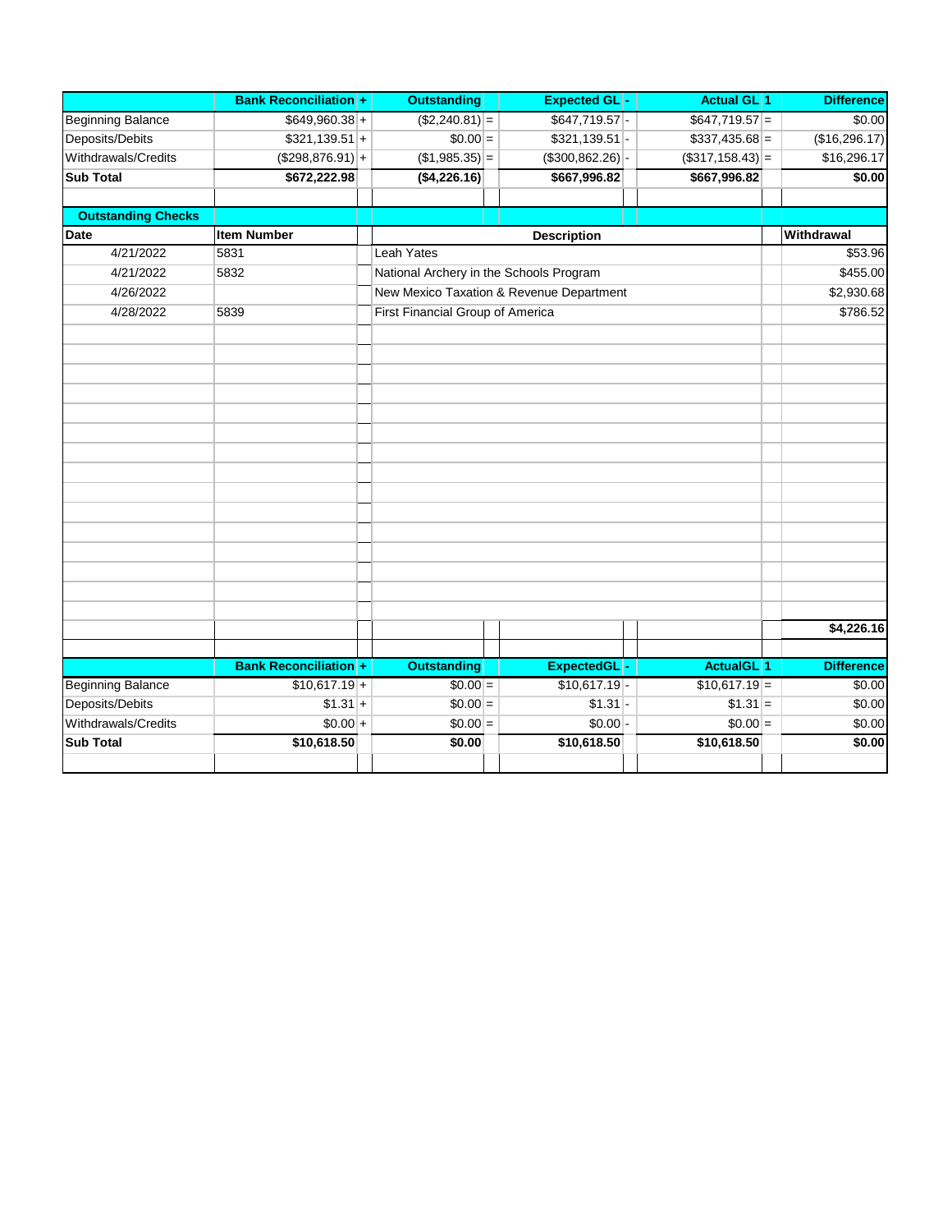| | Bank Reconciliation | + | Outstanding | | Expected GL | - | Actual GL | 1 | Difference |
|---|---|---|---|---|---|---|---|---|---|
| Beginning Balance | $649,960.38 | + | ($2,240.81) | = | $647,719.57 | - | $647,719.57 | = | $0.00 |
| Deposits/Debits | $321,139.51 | + | $0.00 | = | $321,139.51 | - | $337,435.68 | = | ($16,296.17) |
| Withdrawals/Credits | ($298,876.91) | + | ($1,985.35) | = | ($300,862.26) | - | ($317,158.43) | = | $16,296.17 |
| **Sub Total** | **$672,222.98** | | **($4,226.16)** | | **$667,996.82** | | **$667,996.82** | | **$0.00** |

| **Outstanding Checks** | | | |
|---|---|---|---|
| **Date** | **Item Number** | **Description** | **Withdrawal** |
| 4/21/2022 | 5831 | Leah Yates | $53.96 |
| 4/21/2022 | 5832 | National Archery in the Schools Program | $455.00 |
| 4/26/2022 | | New Mexico Taxation & Revenue Department | $2,930.68 |
| 4/28/2022 | 5839 | First Financial Group of America | $786.52 |
| | | | **$4,226.16** |

| | Bank Reconciliation | + | Outstanding | | ExpectedGL | - | ActualGL | 1 | Difference |
|---|---|---|---|---|---|---|---|---|---|
| Beginning Balance | $10,617.19 | + | $0.00 | = | $10,617.19 | - | $10,617.19 | = | $0.00 |
| Deposits/Debits | $1.31 | + | $0.00 | = | $1.31 | - | $1.31 | = | $0.00 |
| Withdrawals/Credits | $0.00 | + | $0.00 | = | $0.00 | - | $0.00 | = | $0.00 |
| **Sub Total** | **$10,618.50** | | **$0.00** | | **$10,618.50** | | **$10,618.50** | | **$0.00** |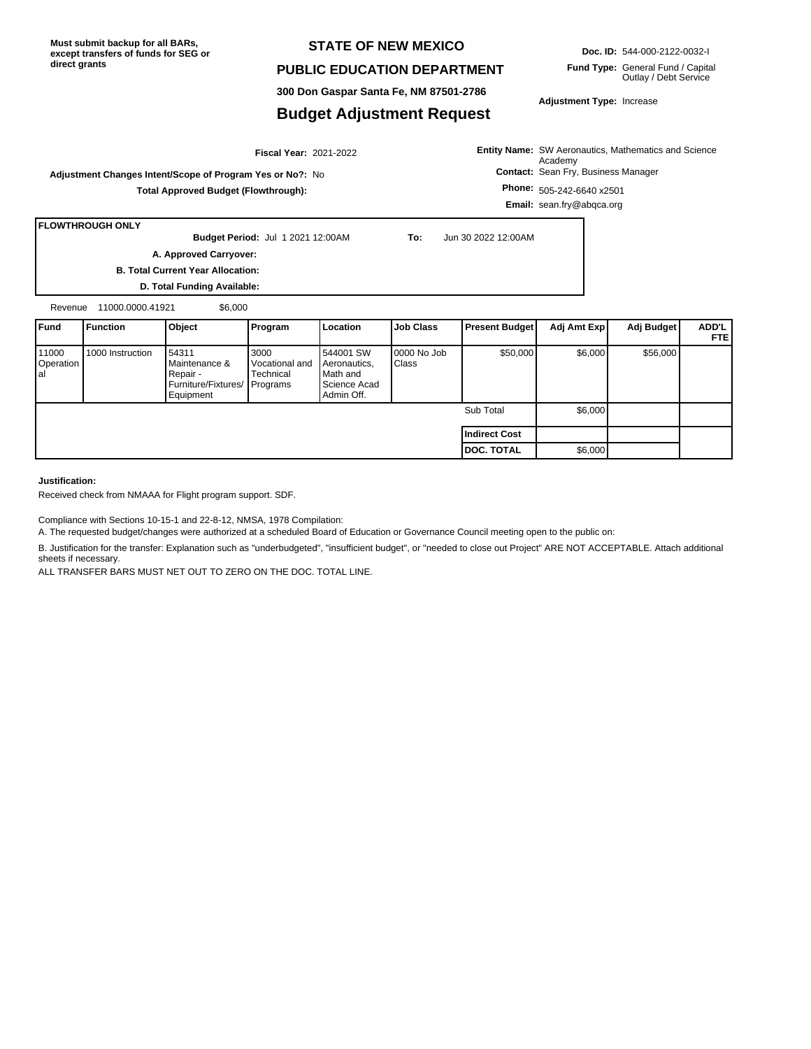Must submit backup for all BARs, except transfers of funds for SEG or direct grants

# STATE OF NEW MEXICO

## PUBLIC EDUCATION DEPARTMENT

**300 Don Gaspar Santa Fe, NM 87501-2786**

## Budget Adjustment Request

**Doc. ID:** 544-000-2122-0032-I

**Fund Type:** General Fund / Capital Outlay / Debt Service

**Adjustment Type:** Increase

**Fiscal Year:** 2021-2022

**Adjustment Changes Intent/Scope of Program Yes or No?:** No

**Total Approved Budget (Flowthrough):**

**Entity Name:** SW Aeronautics, Mathematics and Science Academy

**Contact:** Sean Fry, Business Manager

**Phone:** 505-242-6640 x2501

**Email:** sean.fry@abqca.org

**FLOWTHROUGH ONLY**

**Budget Period:** Jul 1 2021 12:00AM **To:** Jun 30 2022 12:00AM

**A. Approved Carryover:**

**B. Total Current Year Allocation:**

**D. Total Funding Available:**

Revenue 11000.0000.41921 $6,000

| Fund | Function | Object | Program | Location | Job Class | Present Budget | Adj Amt Exp | Adj Budget | ADD'L FTE |
|---|---|---|---|---|---|---|---|---|---|
| 11000 Operational | 1000 Instruction | 54311 Maintenance & Repair - Furniture/Fixtures/ Equipment | 3000 Vocational and Technical Programs | 544001 SW Aeronautics, Math and Science Acad Admin Off. | 0000 No Job Class | $50,000 | $6,000 | $56,000 | |
| | | | | | | Sub Total | $6,000 | | |
| | | | | | | **Indirect Cost** | | | |
| | | | | | | **DOC. TOTAL** | $6,000 | | |

**Justification:**

Received check from NMAAA for Flight program support. SDF.

Compliance with Sections 10-15-1 and 22-8-12, NMSA, 1978 Compilation:

A. The requested budget/changes were authorized at a scheduled Board of Education or Governance Council meeting open to the public on:

B. Justification for the transfer: Explanation such as "underbudgeted", "insufficient budget", or "needed to close out Project" ARE NOT ACCEPTABLE. Attach additional sheets if necessary.

ALL TRANSFER BARS MUST NET OUT TO ZERO ON THE DOC. TOTAL LINE.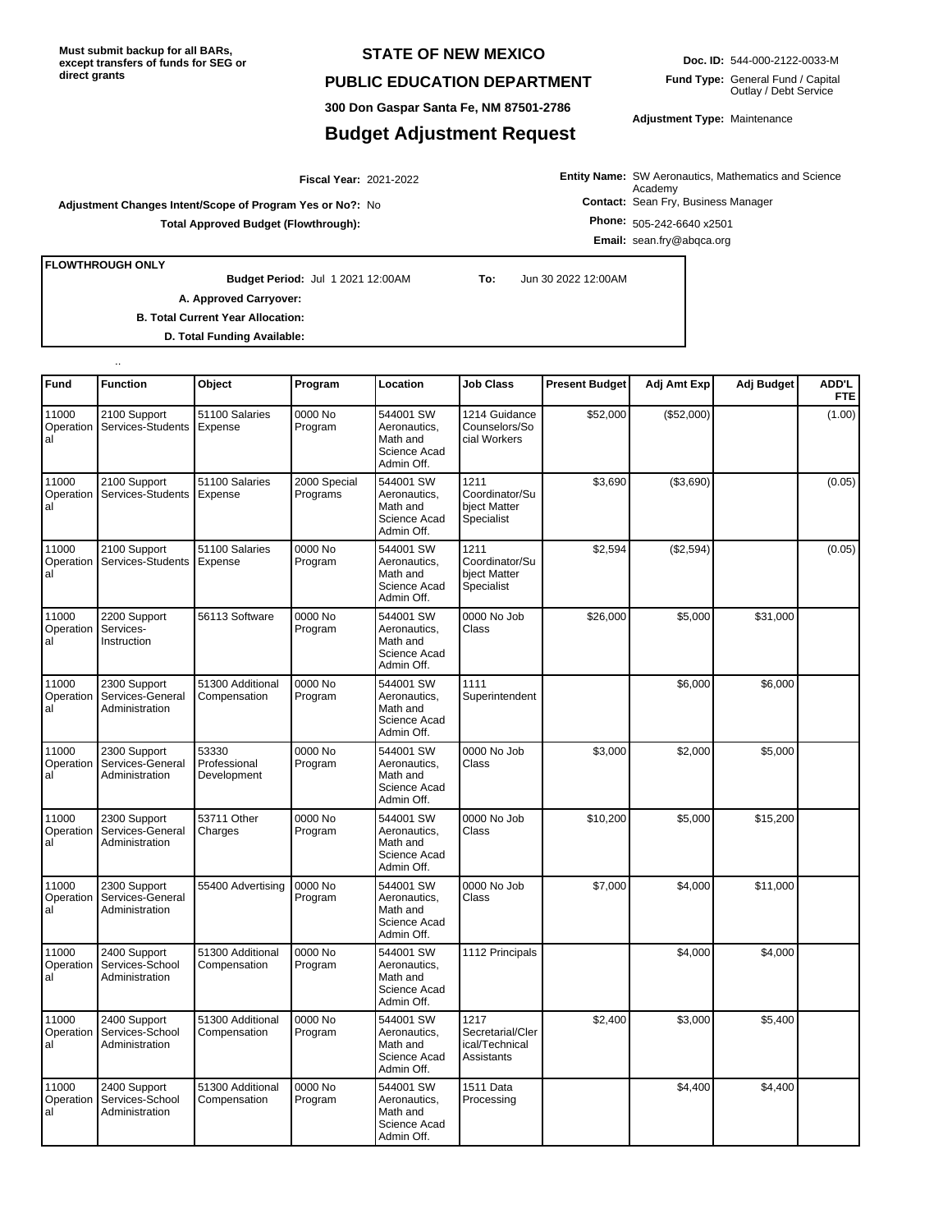Must submit backup for all BARs, except transfers of funds for SEG or direct grants

# STATE OF NEW MEXICO

## PUBLIC EDUCATION DEPARTMENT

300 Don Gaspar Santa Fe, NM 87501-2786

## Budget Adjustment Request

**Doc. ID:** 544-000-2122-0033-M

**Fund Type:** General Fund / Capital Outlay / Debt Service

**Adjustment Type:** Maintenance

**Fiscal Year:** 2021-2022

**Adjustment Changes Intent/Scope of Program Yes or No?:** No

**Total Approved Budget (Flowthrough):**

**Entity Name:** SW Aeronautics, Mathematics and Science Academy

**Contact:** Sean Fry, Business Manager

**Phone:** 505-242-6640 x2501

**Email:** sean.fry@abqca.org

**FLOWTHROUGH ONLY**

**Budget Period:** Jul 1 2021 12:00AM **To:** Jun 30 2022 12:00AM

**A. Approved Carryover:**

**B. Total Current Year Allocation:**

**D. Total Funding Available:**

..

| Fund | Function | Object | Program | Location | Job Class | Present Budget | Adj Amt Exp | Adj Budget | ADD'L FTE |
|---|---|---|---|---|---|---|---|---|---|
| 11000 Operational | 2100 Support Services-Students | 51100 Salaries Expense | 0000 No Program | 544001 SW Aeronautics, Math and Science Acad Admin Off. | 1214 Guidance Counselors/Social Workers | $52,000 | ($52,000) | | (1.00) |
| 11000 Operational | 2100 Support Services-Students | 51100 Salaries Expense | 2000 Special Programs | 544001 SW Aeronautics, Math and Science Acad Admin Off. | 1211 Coordinator/Subject Matter Specialist | $3,690 | ($3,690) | | (0.05) |
| 11000 Operational | 2100 Support Services-Students | 51100 Salaries Expense | 0000 No Program | 544001 SW Aeronautics, Math and Science Acad Admin Off. | 1211 Coordinator/Subject Matter Specialist | $2,594 | ($2,594) | | (0.05) |
| 11000 Operational | 2200 Support Services-Instruction | 56113 Software | 0000 No Program | 544001 SW Aeronautics, Math and Science Acad Admin Off. | 0000 No Job Class | $26,000 | $5,000 | $31,000 | |
| 11000 Operational | 2300 Support Services-General Administration | 51300 Additional Compensation | 0000 No Program | 544001 SW Aeronautics, Math and Science Acad Admin Off. | 1111 Superintendent | | $6,000 | $6,000 | |
| 11000 Operational | 2300 Support Services-General Administration | 53330 Professional Development | 0000 No Program | 544001 SW Aeronautics, Math and Science Acad Admin Off. | 0000 No Job Class | $3,000 | $2,000 | $5,000 | |
| 11000 Operational | 2300 Support Services-General Administration | 53711 Other Charges | 0000 No Program | 544001 SW Aeronautics, Math and Science Acad Admin Off. | 0000 No Job Class | $10,200 | $5,000 | $15,200 | |
| 11000 Operational | 2300 Support Services-General Administration | 55400 Advertising | 0000 No Program | 544001 SW Aeronautics, Math and Science Acad Admin Off. | 0000 No Job Class | $7,000 | $4,000 | $11,000 | |
| 11000 Operational | 2400 Support Services-School Administration | 51300 Additional Compensation | 0000 No Program | 544001 SW Aeronautics, Math and Science Acad Admin Off. | 1112 Principals | | $4,000 | $4,000 | |
| 11000 Operational | 2400 Support Services-School Administration | 51300 Additional Compensation | 0000 No Program | 544001 SW Aeronautics, Math and Science Acad Admin Off. | 1217 Secretarial/Clerical/Technical Assistants | $2,400 | $3,000 | $5,400 | |
| 11000 Operational | 2400 Support Services-School Administration | 51300 Additional Compensation | 0000 No Program | 544001 SW Aeronautics, Math and Science Acad Admin Off. | 1511 Data Processing | | $4,400 | $4,400 | |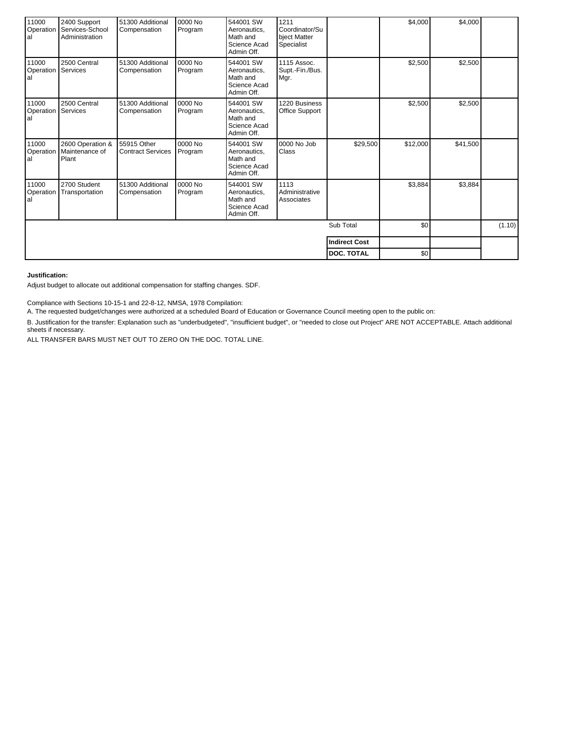| | | | | | | | | | |
|---|---|---|---|---|---|---|---|---|---|
| 11000 Operational | 2400 Support Services-School Administration | 51300 Additional Compensation | 0000 No Program | 544001 SW Aeronautics, Math and Science Acad Admin Off. | 1211 Coordinator/Subject Matter Specialist | | $4,000 | $4,000 | |
| 11000 Operational | 2500 Central Services | 51300 Additional Compensation | 0000 No Program | 544001 SW Aeronautics, Math and Science Acad Admin Off. | 1115 Assoc. Supt.-Fin./Bus. Mgr. | | $2,500 | $2,500 | |
| 11000 Operational | 2500 Central Services | 51300 Additional Compensation | 0000 No Program | 544001 SW Aeronautics, Math and Science Acad Admin Off. | 1220 Business Office Support | | $2,500 | $2,500 | |
| 11000 Operational | 2600 Operation & Maintenance of Plant | 55915 Other Contract Services | 0000 No Program | 544001 SW Aeronautics, Math and Science Acad Admin Off. | 0000 No Job Class | $29,500 | $12,000 | $41,500 | |
| 11000 Operational | 2700 Student Transportation | 51300 Additional Compensation | 0000 No Program | 544001 SW Aeronautics, Math and Science Acad Admin Off. | 1113 Administrative Associates | | $3,884 | $3,884 | |
| | | | | | | Sub Total | $0 | | (1.10) |
| | | | | | | **Indirect Cost** | | | |
| | | | | | | **DOC. TOTAL** | $0 | | |

**Justification:**

Adjust budget to allocate out additional compensation for staffing changes. SDF.

Compliance with Sections 10-15-1 and 22-8-12, NMSA, 1978 Compilation:

A. The requested budget/changes were authorized at a scheduled Board of Education or Governance Council meeting open to the public on:

B. Justification for the transfer: Explanation such as "underbudgeted", "insufficient budget", or "needed to close out Project" ARE NOT ACCEPTABLE. Attach additional sheets if necessary.

ALL TRANSFER BARS MUST NET OUT TO ZERO ON THE DOC. TOTAL LINE.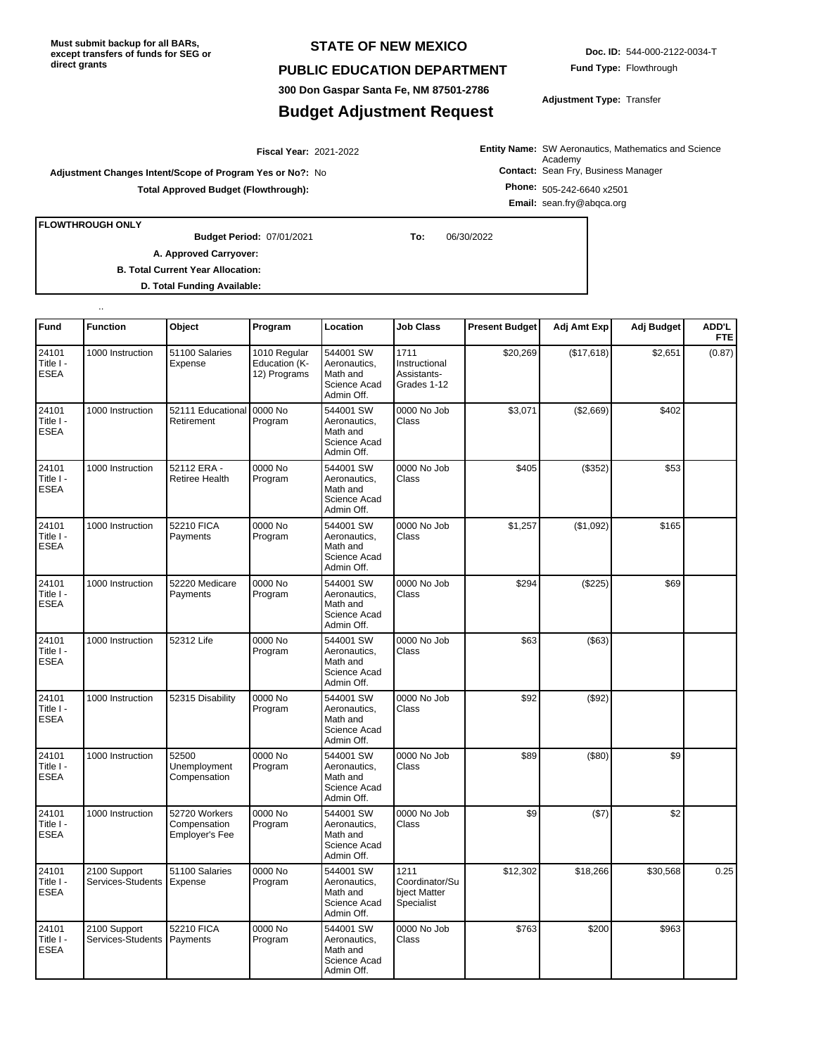Must submit backup for all BARs, except transfers of funds for SEG or direct grants

# STATE OF NEW MEXICO

## PUBLIC EDUCATION DEPARTMENT

300 Don Gaspar Santa Fe, NM 87501-2786

## Budget Adjustment Request

**Doc. ID:** 544-000-2122-0034-T

**Fund Type:** Flowthrough

**Adjustment Type:** Transfer

**Fiscal Year:** 2021-2022

**Adjustment Changes Intent/Scope of Program Yes or No?:** No

**Total Approved Budget (Flowthrough):**

**Entity Name:** SW Aeronautics, Mathematics and Science Academy

**Contact:** Sean Fry, Business Manager

**Phone:** 505-242-6640 x2501

**Email:** sean.fry@abqca.org

**FLOWTHROUGH ONLY**

**Budget Period:** 07/01/2021 **To:** 06/30/2022

**A. Approved Carryover:**

**B. Total Current Year Allocation:**

**D. Total Funding Available:**

..

| Fund | Function | Object | Program | Location | Job Class | Present Budget | Adj Amt Exp | Adj Budget | ADD'L FTE |
|---|---|---|---|---|---|---|---|---|---|
| 24101 Title I - ESEA | 1000 Instruction | 51100 Salaries Expense | 1010 Regular Education (K-12) Programs | 544001 SW Aeronautics, Math and Science Acad Admin Off. | 1711 Instructional Assistants- Grades 1-12 | $20,269 | ($17,618) | $2,651 | (0.87) |
| 24101 Title I - ESEA | 1000 Instruction | 52111 Educational Retirement | 0000 No Program | 544001 SW Aeronautics, Math and Science Acad Admin Off. | 0000 No Job Class | $3,071 | ($2,669) | $402 | |
| 24101 Title I - ESEA | 1000 Instruction | 52112 ERA - Retiree Health | 0000 No Program | 544001 SW Aeronautics, Math and Science Acad Admin Off. | 0000 No Job Class | $405 | ($352) | $53 | |
| 24101 Title I - ESEA | 1000 Instruction | 52210 FICA Payments | 0000 No Program | 544001 SW Aeronautics, Math and Science Acad Admin Off. | 0000 No Job Class | $1,257 | ($1,092) | $165 | |
| 24101 Title I - ESEA | 1000 Instruction | 52220 Medicare Payments | 0000 No Program | 544001 SW Aeronautics, Math and Science Acad Admin Off. | 0000 No Job Class | $294 | ($225) | $69 | |
| 24101 Title I - ESEA | 1000 Instruction | 52312 Life | 0000 No Program | 544001 SW Aeronautics, Math and Science Acad Admin Off. | 0000 No Job Class | $63 | ($63) | | |
| 24101 Title I - ESEA | 1000 Instruction | 52315 Disability | 0000 No Program | 544001 SW Aeronautics, Math and Science Acad Admin Off. | 0000 No Job Class | $92 | ($92) | | |
| 24101 Title I - ESEA | 1000 Instruction | 52500 Unemployment Compensation | 0000 No Program | 544001 SW Aeronautics, Math and Science Acad Admin Off. | 0000 No Job Class | $89 | ($80) | $9 | |
| 24101 Title I - ESEA | 1000 Instruction | 52720 Workers Compensation Employer's Fee | 0000 No Program | 544001 SW Aeronautics, Math and Science Acad Admin Off. | 0000 No Job Class | $9 | ($7) | $2 | |
| 24101 Title I - ESEA | 2100 Support Services-Students | 51100 Salaries Expense | 0000 No Program | 544001 SW Aeronautics, Math and Science Acad Admin Off. | 1211 Coordinator/Subject Matter Specialist | $12,302 | $18,266 | $30,568 | 0.25 |
| 24101 Title I - ESEA | 2100 Support Services-Students | 52210 FICA Payments | 0000 No Program | 544001 SW Aeronautics, Math and Science Acad Admin Off. | 0000 No Job Class | $763 | $200 | $963 | |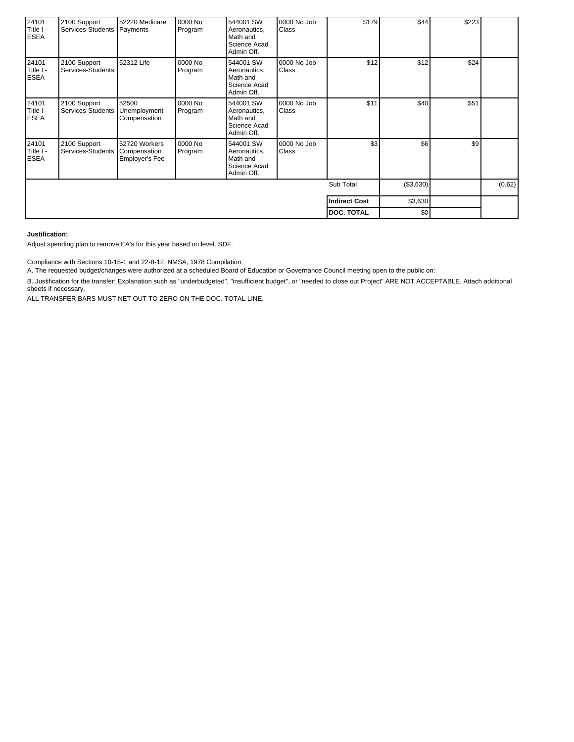| | | | | | | | | | |
|---|---|---|---|---|---|---|---|---|---|
| 24101 Title I - ESEA | 2100 Support Services-Students | 52220 Medicare Payments | 0000 No Program | 544001 SW Aeronautics, Math and Science Acad Admin Off. | 0000 No Job Class | $179 | $44 | $223 | |
| 24101 Title I - ESEA | 2100 Support Services-Students | 52312 Life | 0000 No Program | 544001 SW Aeronautics, Math and Science Acad Admin Off. | 0000 No Job Class | $12 | $12 | $24 | |
| 24101 Title I - ESEA | 2100 Support Services-Students | 52500 Unemployment Compensation | 0000 No Program | 544001 SW Aeronautics, Math and Science Acad Admin Off. | 0000 No Job Class | $11 | $40 | $51 | |
| 24101 Title I - ESEA | 2100 Support Services-Students | 52720 Workers Compensation Employer's Fee | 0000 No Program | 544001 SW Aeronautics, Math and Science Acad Admin Off. | 0000 No Job Class | $3 | $6 | $9 | |
| | | | | | | Sub Total | ($3,630) | | (0.62) |
| | | | | | | **Indirect Cost** | $3,630 | | |
| | | | | | | **DOC. TOTAL** | $0 | | |

**Justification:**

Adjust spending plan to remove EA's for this year based on level. SDF.

Compliance with Sections 10-15-1 and 22-8-12, NMSA, 1978 Compilation:

A. The requested budget/changes were authorized at a scheduled Board of Education or Governance Council meeting open to the public on:

B. Justification for the transfer: Explanation such as "underbudgeted", "insufficient budget", or "needed to close out Project" ARE NOT ACCEPTABLE. Attach additional sheets if necessary.

ALL TRANSFER BARS MUST NET OUT TO ZERO ON THE DOC. TOTAL LINE.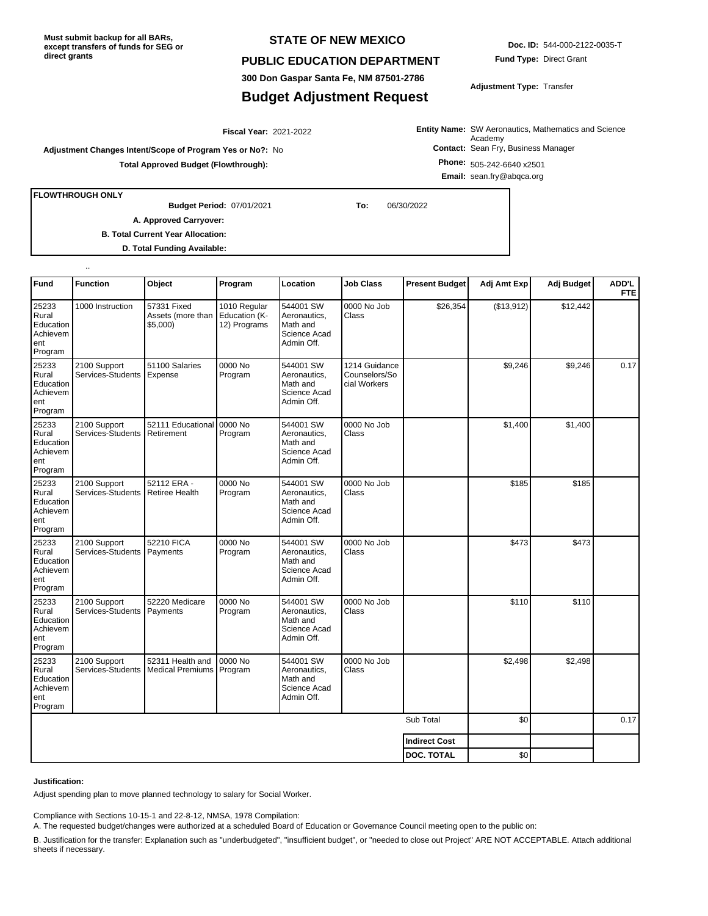**Must submit backup for all BARs, except transfers of funds for SEG or direct grants**

## STATE OF NEW MEXICO

## PUBLIC EDUCATION DEPARTMENT

**300 Don Gaspar Santa Fe, NM 87501-2786**

# Budget Adjustment Request

**Doc. ID:** 544-000-2122-0035-T

**Fund Type:** Direct Grant

**Adjustment Type:** Transfer

**Fiscal Year:** 2021-2022

**Adjustment Changes Intent/Scope of Program Yes or No?:** No

**Total Approved Budget (Flowthrough):**

**Entity Name:** SW Aeronautics, Mathematics and Science Academy

**Contact:** Sean Fry, Business Manager

**Phone:** 505-242-6640 x2501

**Email:** sean.fry@abqca.org

**FLOWTHROUGH ONLY**

**Budget Period:** 07/01/2021 **To:** 06/30/2022

**A. Approved Carryover:**

**B. Total Current Year Allocation:**

**D. Total Funding Available:**

..

| Fund | Function | Object | Program | Location | Job Class | Present Budget | Adj Amt Exp | Adj Budget | ADD'L FTE |
|---|---|---|---|---|---|---|---|---|---|
| 25233 Rural Education Achievement Program | 1000 Instruction | 57331 Fixed Assets (more than $5,000) | 1010 Regular Education (K-12) Programs | 544001 SW Aeronautics, Math and Science Acad Admin Off. | 0000 No Job Class | $26,354 | ($13,912) | $12,442 | |
| 25233 Rural Education Achievement Program | 2100 Support Services-Students | 51100 Salaries Expense | 0000 No Program | 544001 SW Aeronautics, Math and Science Acad Admin Off. | 1214 Guidance Counselors/Social Workers | | $9,246 | $9,246 | 0.17 |
| 25233 Rural Education Achievement Program | 2100 Support Services-Students | 52111 Educational Retirement | 0000 No Program | 544001 SW Aeronautics, Math and Science Acad Admin Off. | 0000 No Job Class | | $1,400 | $1,400 | |
| 25233 Rural Education Achievement Program | 2100 Support Services-Students | 52112 ERA - Retiree Health | 0000 No Program | 544001 SW Aeronautics, Math and Science Acad Admin Off. | 0000 No Job Class | | $185 | $185 | |
| 25233 Rural Education Achievement Program | 2100 Support Services-Students | 52210 FICA Payments | 0000 No Program | 544001 SW Aeronautics, Math and Science Acad Admin Off. | 0000 No Job Class | | $473 | $473 | |
| 25233 Rural Education Achievement Program | 2100 Support Services-Students | 52220 Medicare Payments | 0000 No Program | 544001 SW Aeronautics, Math and Science Acad Admin Off. | 0000 No Job Class | | $110 | $110 | |
| 25233 Rural Education Achievement Program | 2100 Support Services-Students | 52311 Health and Medical Premiums | 0000 No Program | 544001 SW Aeronautics, Math and Science Acad Admin Off. | 0000 No Job Class | | $2,498 | $2,498 | |
| | | | | | | Sub Total | $0 | | 0.17 |
| | | | | | | **Indirect Cost** | | | |
| | | | | | | **DOC. TOTAL** | $0 | | |

**Justification:**

Adjust spending plan to move planned technology to salary for Social Worker.

Compliance with Sections 10-15-1 and 22-8-12, NMSA, 1978 Compilation:

A. The requested budget/changes were authorized at a scheduled Board of Education or Governance Council meeting open to the public on:

B. Justification for the transfer: Explanation such as "underbudgeted", "insufficient budget", or "needed to close out Project" ARE NOT ACCEPTABLE. Attach additional sheets if necessary.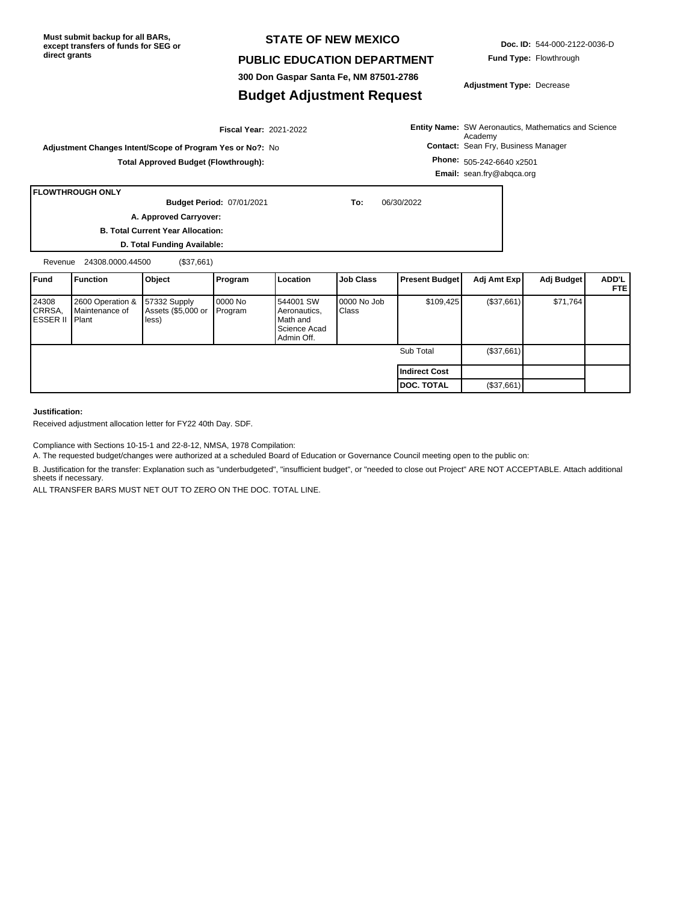**Must submit backup for all BARs, except transfers of funds for SEG or direct grants**

**STATE OF NEW MEXICO**

**PUBLIC EDUCATION DEPARTMENT**

**300 Don Gaspar Santa Fe, NM 87501-2786**

# Budget Adjustment Request

**Doc. ID:** 544-000-2122-0036-D

**Fund Type:** Flowthrough

**Adjustment Type:** Decrease

**Fiscal Year:** 2021-2022

**Adjustment Changes Intent/Scope of Program Yes or No?:** No

**Total Approved Budget (Flowthrough):**

**Entity Name:** SW Aeronautics, Mathematics and Science Academy

**Contact:** Sean Fry, Business Manager

**Phone:** 505-242-6640 x2501

**Email:** sean.fry@abqca.org

**FLOWTHROUGH ONLY**

**Budget Period:** 07/01/2021 **To:** 06/30/2022

**A. Approved Carryover:**

**B. Total Current Year Allocation:**

**D. Total Funding Available:**

Revenue 24308.0000.44500 ($37,661)

| Fund | Function | Object | Program | Location | Job Class | Present Budget | Adj Amt Exp | Adj Budget | ADD'L FTE |
|---|---|---|---|---|---|---|---|---|---|
| 24308 CRRSA, ESSER II | 2600 Operation & Maintenance of Plant | 57332 Supply Assets ($5,000 or less) | 0000 No Program | 544001 SW Aeronautics, Math and Science Acad Admin Off. | 0000 No Job Class | $109,425 | ($37,661) | $71,764 | |
| | | | | | | Sub Total | ($37,661) | | |
| | | | | | | **Indirect Cost** | | | |
| | | | | | | **DOC. TOTAL** | ($37,661) | | |

**Justification:**

Received adjustment allocation letter for FY22 40th Day. SDF.

Compliance with Sections 10-15-1 and 22-8-12, NMSA, 1978 Compilation:

A. The requested budget/changes were authorized at a scheduled Board of Education or Governance Council meeting open to the public on:

B. Justification for the transfer: Explanation such as "underbudgeted", "insufficient budget", or "needed to close out Project" ARE NOT ACCEPTABLE. Attach additional sheets if necessary.

ALL TRANSFER BARS MUST NET OUT TO ZERO ON THE DOC. TOTAL LINE.